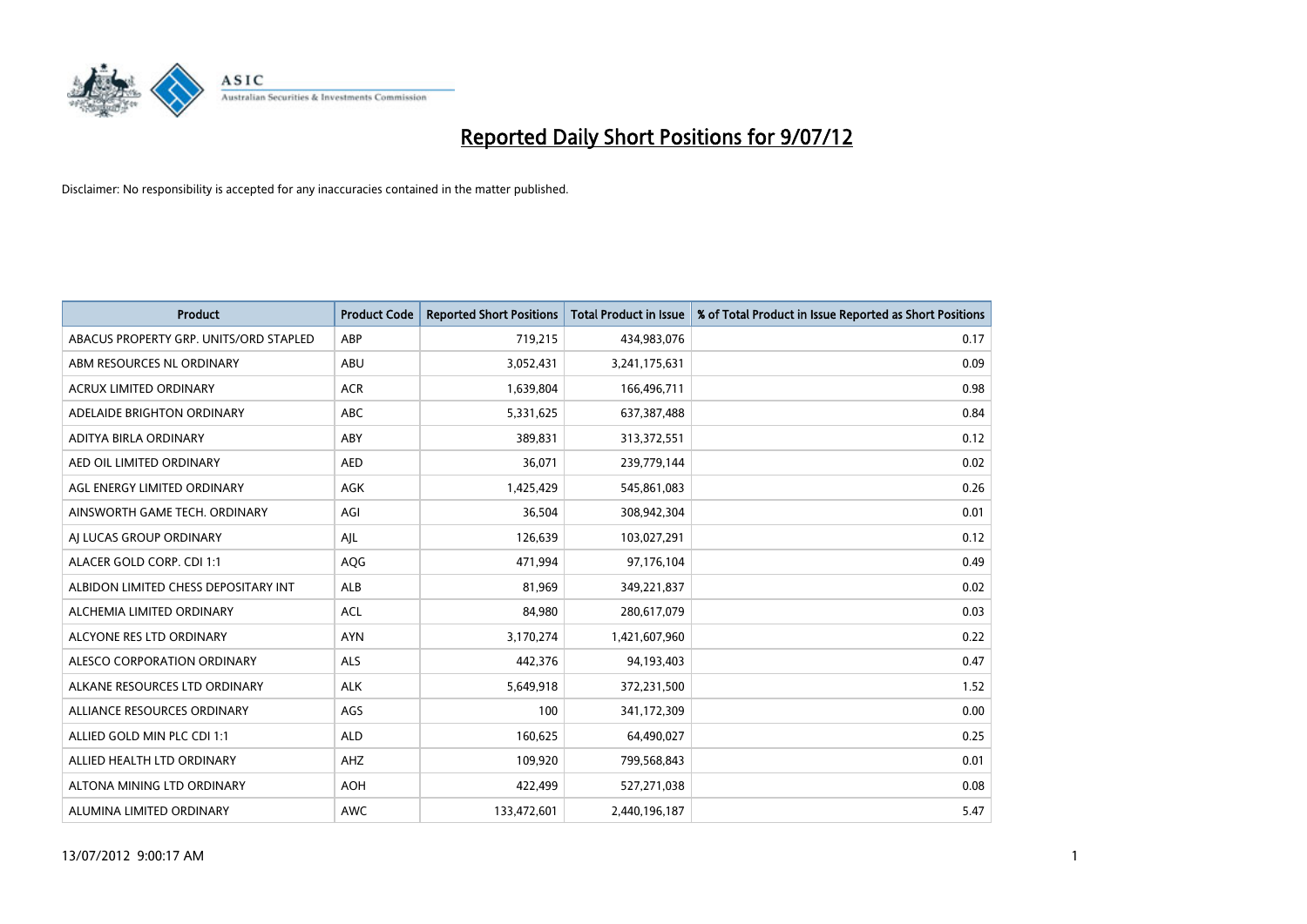# Reported Daily Short Positions for 9/07/12

Disclaimer: No responsibility is accepted for any inaccuracies contained in the matter published.

| Product | Product Code | Reported Short Positions | Total Product in Issue | % of Total Product in Issue Reported as Short Positions |
|---|---|---|---|---|
| ABACUS PROPERTY GRP. UNITS/ORD STAPLED | ABP | 719,215 | 434,983,076 | 0.17 |
| ABM RESOURCES NL ORDINARY | ABU | 3,052,431 | 3,241,175,631 | 0.09 |
| ACRUX LIMITED ORDINARY | ACR | 1,639,804 | 166,496,711 | 0.98 |
| ADELAIDE BRIGHTON ORDINARY | ABC | 5,331,625 | 637,387,488 | 0.84 |
| ADITYA BIRLA ORDINARY | ABY | 389,831 | 313,372,551 | 0.12 |
| AED OIL LIMITED ORDINARY | AED | 36,071 | 239,779,144 | 0.02 |
| AGL ENERGY LIMITED ORDINARY | AGK | 1,425,429 | 545,861,083 | 0.26 |
| AINSWORTH GAME TECH. ORDINARY | AGI | 36,504 | 308,942,304 | 0.01 |
| AJ LUCAS GROUP ORDINARY | AJL | 126,639 | 103,027,291 | 0.12 |
| ALACER GOLD CORP. CDI 1:1 | AQG | 471,994 | 97,176,104 | 0.49 |
| ALBIDON LIMITED CHESS DEPOSITARY INT | ALB | 81,969 | 349,221,837 | 0.02 |
| ALCHEMIA LIMITED ORDINARY | ACL | 84,980 | 280,617,079 | 0.03 |
| ALCYONE RES LTD ORDINARY | AYN | 3,170,274 | 1,421,607,960 | 0.22 |
| ALESCO CORPORATION ORDINARY | ALS | 442,376 | 94,193,403 | 0.47 |
| ALKANE RESOURCES LTD ORDINARY | ALK | 5,649,918 | 372,231,500 | 1.52 |
| ALLIANCE RESOURCES ORDINARY | AGS | 100 | 341,172,309 | 0.00 |
| ALLIED GOLD MIN PLC CDI 1:1 | ALD | 160,625 | 64,490,027 | 0.25 |
| ALLIED HEALTH LTD ORDINARY | AHZ | 109,920 | 799,568,843 | 0.01 |
| ALTONA MINING LTD ORDINARY | AOH | 422,499 | 527,271,038 | 0.08 |
| ALUMINA LIMITED ORDINARY | AWC | 133,472,601 | 2,440,196,187 | 5.47 |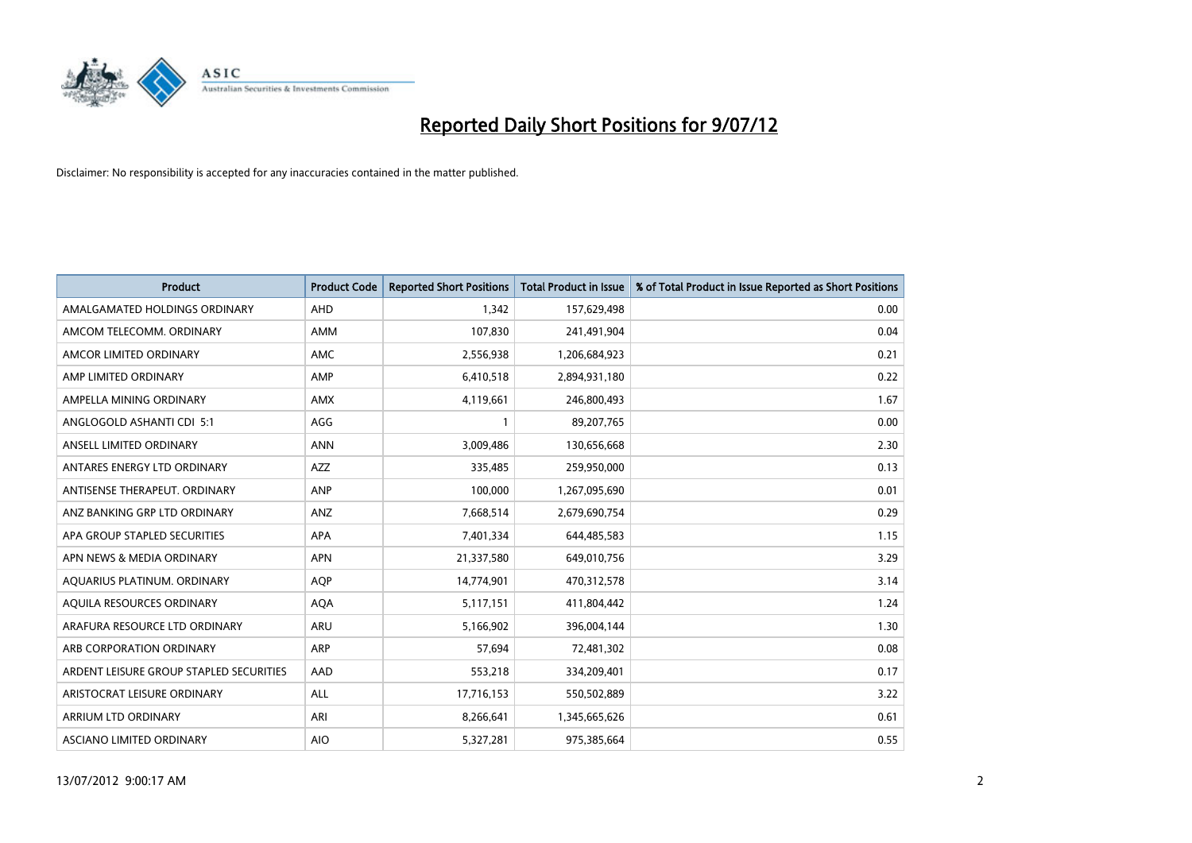# Reported Daily Short Positions for 9/07/12

Disclaimer: No responsibility is accepted for any inaccuracies contained in the matter published.

| Product | Product Code | Reported Short Positions | Total Product in Issue | % of Total Product in Issue Reported as Short Positions |
|---|---|---|---|---|
| AMALGAMATED HOLDINGS ORDINARY | AHD | 1,342 | 157,629,498 | 0.00 |
| AMCOM TELECOMM. ORDINARY | AMM | 107,830 | 241,491,904 | 0.04 |
| AMCOR LIMITED ORDINARY | AMC | 2,556,938 | 1,206,684,923 | 0.21 |
| AMP LIMITED ORDINARY | AMP | 6,410,518 | 2,894,931,180 | 0.22 |
| AMPELLA MINING ORDINARY | AMX | 4,119,661 | 246,800,493 | 1.67 |
| ANGLOGOLD ASHANTI CDI 5:1 | AGG | 1 | 89,207,765 | 0.00 |
| ANSELL LIMITED ORDINARY | ANN | 3,009,486 | 130,656,668 | 2.30 |
| ANTARES ENERGY LTD ORDINARY | AZZ | 335,485 | 259,950,000 | 0.13 |
| ANTISENSE THERAPEUT. ORDINARY | ANP | 100,000 | 1,267,095,690 | 0.01 |
| ANZ BANKING GRP LTD ORDINARY | ANZ | 7,668,514 | 2,679,690,754 | 0.29 |
| APA GROUP STAPLED SECURITIES | APA | 7,401,334 | 644,485,583 | 1.15 |
| APN NEWS & MEDIA ORDINARY | APN | 21,337,580 | 649,010,756 | 3.29 |
| AQUARIUS PLATINUM. ORDINARY | AQP | 14,774,901 | 470,312,578 | 3.14 |
| AQUILA RESOURCES ORDINARY | AQA | 5,117,151 | 411,804,442 | 1.24 |
| ARAFURA RESOURCE LTD ORDINARY | ARU | 5,166,902 | 396,004,144 | 1.30 |
| ARB CORPORATION ORDINARY | ARP | 57,694 | 72,481,302 | 0.08 |
| ARDENT LEISURE GROUP STAPLED SECURITIES | AAD | 553,218 | 334,209,401 | 0.17 |
| ARISTOCRAT LEISURE ORDINARY | ALL | 17,716,153 | 550,502,889 | 3.22 |
| ARRIUM LTD ORDINARY | ARI | 8,266,641 | 1,345,665,626 | 0.61 |
| ASCIANO LIMITED ORDINARY | AIO | 5,327,281 | 975,385,664 | 0.55 |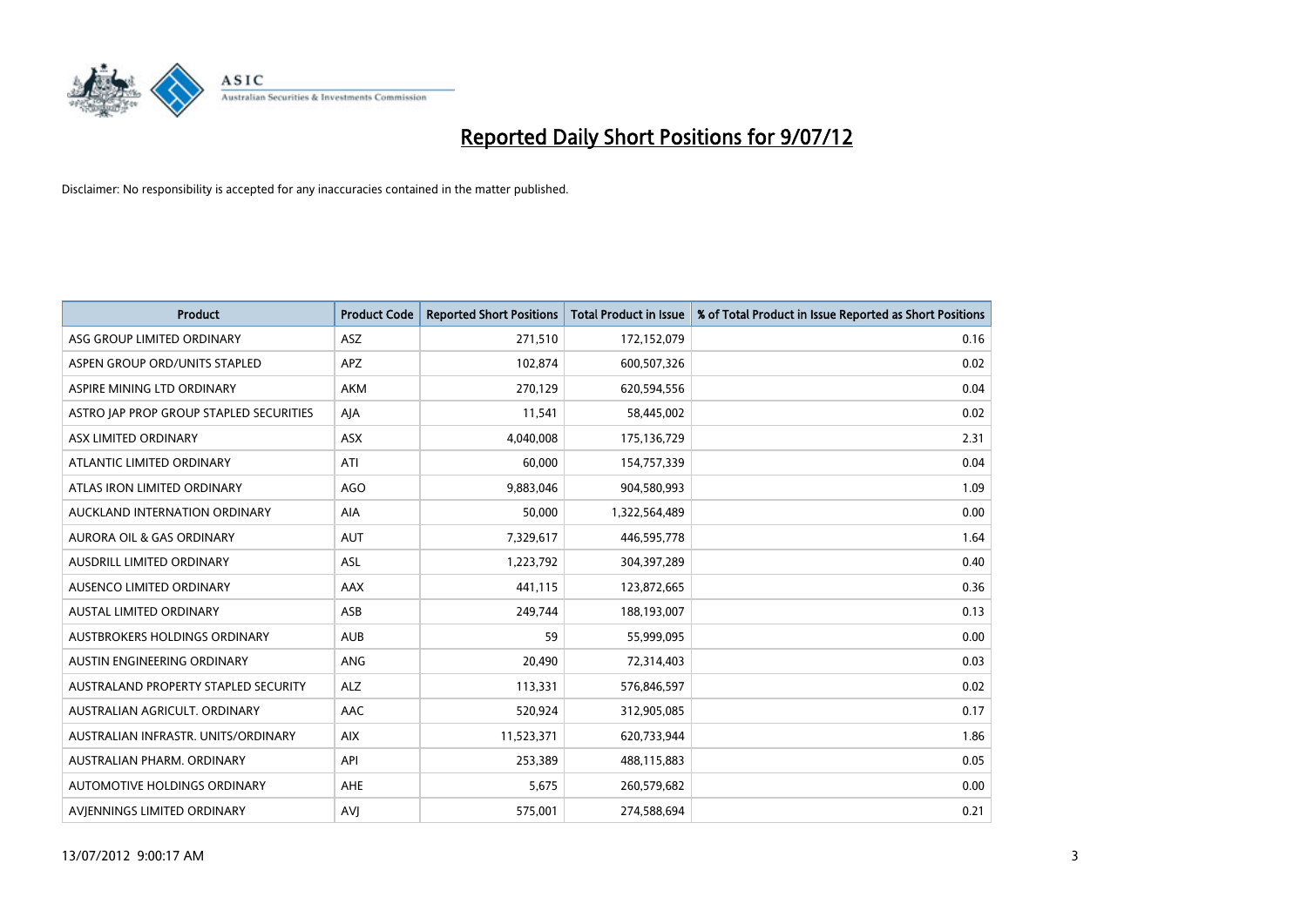# Reported Daily Short Positions for 9/07/12

Disclaimer: No responsibility is accepted for any inaccuracies contained in the matter published.

| Product | Product Code | Reported Short Positions | Total Product in Issue | % of Total Product in Issue Reported as Short Positions |
|---|---|---|---|---|
| ASG GROUP LIMITED ORDINARY | ASZ | 271,510 | 172,152,079 | 0.16 |
| ASPEN GROUP ORD/UNITS STAPLED | APZ | 102,874 | 600,507,326 | 0.02 |
| ASPIRE MINING LTD ORDINARY | AKM | 270,129 | 620,594,556 | 0.04 |
| ASTRO JAP PROP GROUP STAPLED SECURITIES | AJA | 11,541 | 58,445,002 | 0.02 |
| ASX LIMITED ORDINARY | ASX | 4,040,008 | 175,136,729 | 2.31 |
| ATLANTIC LIMITED ORDINARY | ATI | 60,000 | 154,757,339 | 0.04 |
| ATLAS IRON LIMITED ORDINARY | AGO | 9,883,046 | 904,580,993 | 1.09 |
| AUCKLAND INTERNATION ORDINARY | AIA | 50,000 | 1,322,564,489 | 0.00 |
| AURORA OIL & GAS ORDINARY | AUT | 7,329,617 | 446,595,778 | 1.64 |
| AUSDRILL LIMITED ORDINARY | ASL | 1,223,792 | 304,397,289 | 0.40 |
| AUSENCO LIMITED ORDINARY | AAX | 441,115 | 123,872,665 | 0.36 |
| AUSTAL LIMITED ORDINARY | ASB | 249,744 | 188,193,007 | 0.13 |
| AUSTBROKERS HOLDINGS ORDINARY | AUB | 59 | 55,999,095 | 0.00 |
| AUSTIN ENGINEERING ORDINARY | ANG | 20,490 | 72,314,403 | 0.03 |
| AUSTRALAND PROPERTY STAPLED SECURITY | ALZ | 113,331 | 576,846,597 | 0.02 |
| AUSTRALIAN AGRICULT. ORDINARY | AAC | 520,924 | 312,905,085 | 0.17 |
| AUSTRALIAN INFRASTR. UNITS/ORDINARY | AIX | 11,523,371 | 620,733,944 | 1.86 |
| AUSTRALIAN PHARM. ORDINARY | API | 253,389 | 488,115,883 | 0.05 |
| AUTOMOTIVE HOLDINGS ORDINARY | AHE | 5,675 | 260,579,682 | 0.00 |
| AVJENNINGS LIMITED ORDINARY | AVJ | 575,001 | 274,588,694 | 0.21 |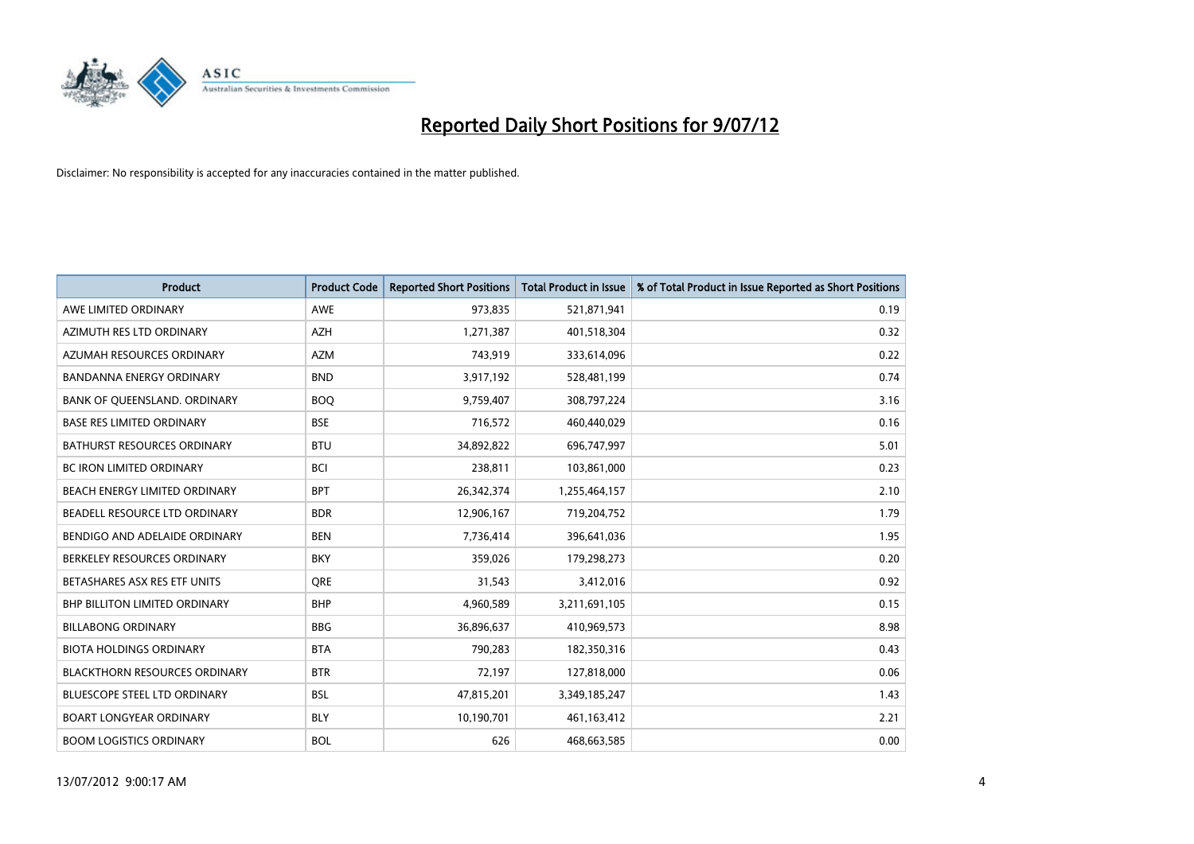# Reported Daily Short Positions for 9/07/12

Disclaimer: No responsibility is accepted for any inaccuracies contained in the matter published.

| Product | Product Code | Reported Short Positions | Total Product in Issue | % of Total Product in Issue Reported as Short Positions |
| --- | --- | --- | --- | --- |
| AWE LIMITED ORDINARY | AWE | 973,835 | 521,871,941 | 0.19 |
| AZIMUTH RES LTD ORDINARY | AZH | 1,271,387 | 401,518,304 | 0.32 |
| AZUMAH RESOURCES ORDINARY | AZM | 743,919 | 333,614,096 | 0.22 |
| BANDANNA ENERGY ORDINARY | BND | 3,917,192 | 528,481,199 | 0.74 |
| BANK OF QUEENSLAND. ORDINARY | BOQ | 9,759,407 | 308,797,224 | 3.16 |
| BASE RES LIMITED ORDINARY | BSE | 716,572 | 460,440,029 | 0.16 |
| BATHURST RESOURCES ORDINARY | BTU | 34,892,822 | 696,747,997 | 5.01 |
| BC IRON LIMITED ORDINARY | BCI | 238,811 | 103,861,000 | 0.23 |
| BEACH ENERGY LIMITED ORDINARY | BPT | 26,342,374 | 1,255,464,157 | 2.10 |
| BEADELL RESOURCE LTD ORDINARY | BDR | 12,906,167 | 719,204,752 | 1.79 |
| BENDIGO AND ADELAIDE ORDINARY | BEN | 7,736,414 | 396,641,036 | 1.95 |
| BERKELEY RESOURCES ORDINARY | BKY | 359,026 | 179,298,273 | 0.20 |
| BETASHARES ASX RES ETF UNITS | QRE | 31,543 | 3,412,016 | 0.92 |
| BHP BILLITON LIMITED ORDINARY | BHP | 4,960,589 | 3,211,691,105 | 0.15 |
| BILLABONG ORDINARY | BBG | 36,896,637 | 410,969,573 | 8.98 |
| BIOTA HOLDINGS ORDINARY | BTA | 790,283 | 182,350,316 | 0.43 |
| BLACKTHORN RESOURCES ORDINARY | BTR | 72,197 | 127,818,000 | 0.06 |
| BLUESCOPE STEEL LTD ORDINARY | BSL | 47,815,201 | 3,349,185,247 | 1.43 |
| BOART LONGYEAR ORDINARY | BLY | 10,190,701 | 461,163,412 | 2.21 |
| BOOM LOGISTICS ORDINARY | BOL | 626 | 468,663,585 | 0.00 |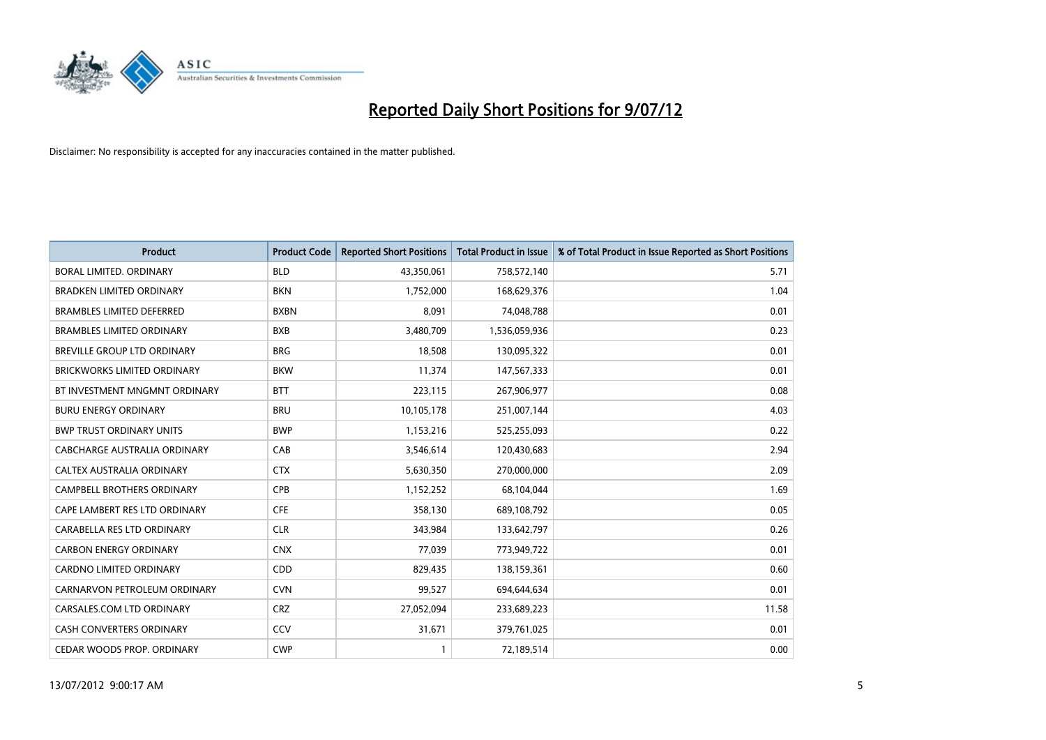# Reported Daily Short Positions for 9/07/12

Disclaimer: No responsibility is accepted for any inaccuracies contained in the matter published.

| Product | Product Code | Reported Short Positions | Total Product in Issue | % of Total Product in Issue Reported as Short Positions |
|---|---|---|---|---|
| BORAL LIMITED. ORDINARY | BLD | 43,350,061 | 758,572,140 | 5.71 |
| BRADKEN LIMITED ORDINARY | BKN | 1,752,000 | 168,629,376 | 1.04 |
| BRAMBLES LIMITED DEFERRED | BXBN | 8,091 | 74,048,788 | 0.01 |
| BRAMBLES LIMITED ORDINARY | BXB | 3,480,709 | 1,536,059,936 | 0.23 |
| BREVILLE GROUP LTD ORDINARY | BRG | 18,508 | 130,095,322 | 0.01 |
| BRICKWORKS LIMITED ORDINARY | BKW | 11,374 | 147,567,333 | 0.01 |
| BT INVESTMENT MNGMNT ORDINARY | BTT | 223,115 | 267,906,977 | 0.08 |
| BURU ENERGY ORDINARY | BRU | 10,105,178 | 251,007,144 | 4.03 |
| BWP TRUST ORDINARY UNITS | BWP | 1,153,216 | 525,255,093 | 0.22 |
| CABCHARGE AUSTRALIA ORDINARY | CAB | 3,546,614 | 120,430,683 | 2.94 |
| CALTEX AUSTRALIA ORDINARY | CTX | 5,630,350 | 270,000,000 | 2.09 |
| CAMPBELL BROTHERS ORDINARY | CPB | 1,152,252 | 68,104,044 | 1.69 |
| CAPE LAMBERT RES LTD ORDINARY | CFE | 358,130 | 689,108,792 | 0.05 |
| CARABELLA RES LTD ORDINARY | CLR | 343,984 | 133,642,797 | 0.26 |
| CARBON ENERGY ORDINARY | CNX | 77,039 | 773,949,722 | 0.01 |
| CARDNO LIMITED ORDINARY | CDD | 829,435 | 138,159,361 | 0.60 |
| CARNARVON PETROLEUM ORDINARY | CVN | 99,527 | 694,644,634 | 0.01 |
| CARSALES.COM LTD ORDINARY | CRZ | 27,052,094 | 233,689,223 | 11.58 |
| CASH CONVERTERS ORDINARY | CCV | 31,671 | 379,761,025 | 0.01 |
| CEDAR WOODS PROP. ORDINARY | CWP | 1 | 72,189,514 | 0.00 |

13/07/2012 9:00:17 AM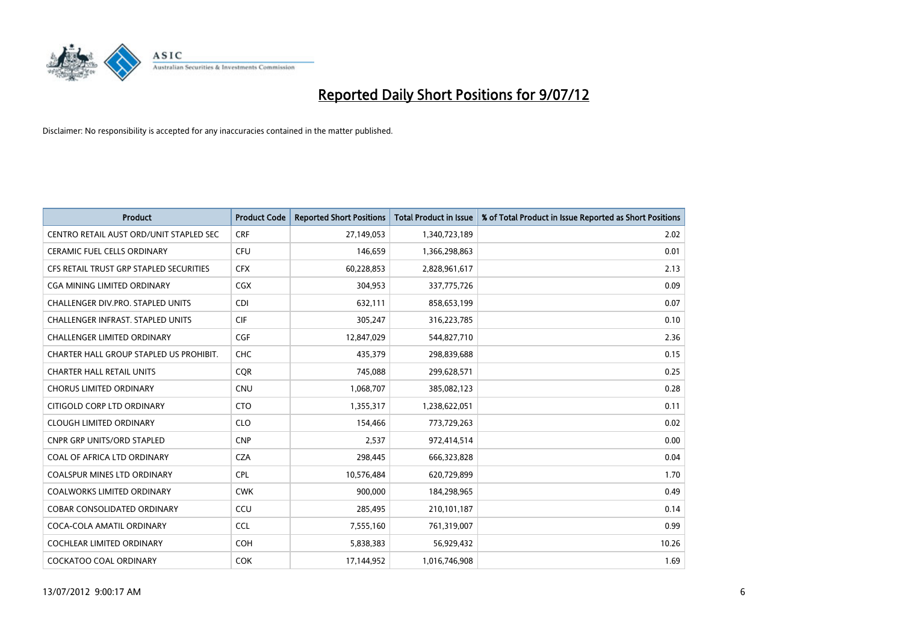# Reported Daily Short Positions for 9/07/12

Disclaimer: No responsibility is accepted for any inaccuracies contained in the matter published.

| Product | Product Code | Reported Short Positions | Total Product in Issue | % of Total Product in Issue Reported as Short Positions |
|---|---|---|---|---|
| CENTRO RETAIL AUST ORD/UNIT STAPLED SEC | CRF | 27,149,053 | 1,340,723,189 | 2.02 |
| CERAMIC FUEL CELLS ORDINARY | CFU | 146,659 | 1,366,298,863 | 0.01 |
| CFS RETAIL TRUST GRP STAPLED SECURITIES | CFX | 60,228,853 | 2,828,961,617 | 2.13 |
| CGA MINING LIMITED ORDINARY | CGX | 304,953 | 337,775,726 | 0.09 |
| CHALLENGER DIV.PRO. STAPLED UNITS | CDI | 632,111 | 858,653,199 | 0.07 |
| CHALLENGER INFRAST. STAPLED UNITS | CIF | 305,247 | 316,223,785 | 0.10 |
| CHALLENGER LIMITED ORDINARY | CGF | 12,847,029 | 544,827,710 | 2.36 |
| CHARTER HALL GROUP STAPLED US PROHIBIT. | CHC | 435,379 | 298,839,688 | 0.15 |
| CHARTER HALL RETAIL UNITS | CQR | 745,088 | 299,628,571 | 0.25 |
| CHORUS LIMITED ORDINARY | CNU | 1,068,707 | 385,082,123 | 0.28 |
| CITIGOLD CORP LTD ORDINARY | CTO | 1,355,317 | 1,238,622,051 | 0.11 |
| CLOUGH LIMITED ORDINARY | CLO | 154,466 | 773,729,263 | 0.02 |
| CNPR GRP UNITS/ORD STAPLED | CNP | 2,537 | 972,414,514 | 0.00 |
| COAL OF AFRICA LTD ORDINARY | CZA | 298,445 | 666,323,828 | 0.04 |
| COALSPUR MINES LTD ORDINARY | CPL | 10,576,484 | 620,729,899 | 1.70 |
| COALWORKS LIMITED ORDINARY | CWK | 900,000 | 184,298,965 | 0.49 |
| COBAR CONSOLIDATED ORDINARY | CCU | 285,495 | 210,101,187 | 0.14 |
| COCA-COLA AMATIL ORDINARY | CCL | 7,555,160 | 761,319,007 | 0.99 |
| COCHLEAR LIMITED ORDINARY | COH | 5,838,383 | 56,929,432 | 10.26 |
| COCKATOO COAL ORDINARY | COK | 17,144,952 | 1,016,746,908 | 1.69 |

13/07/2012 9:00:17 AM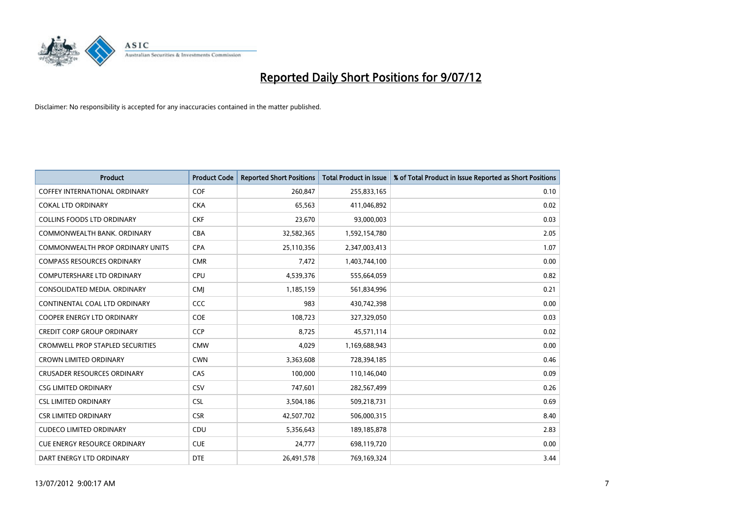# Reported Daily Short Positions for 9/07/12

Disclaimer: No responsibility is accepted for any inaccuracies contained in the matter published.

| Product | Product Code | Reported Short Positions | Total Product in Issue | % of Total Product in Issue Reported as Short Positions |
|---|---|---|---|---|
| COFFEY INTERNATIONAL ORDINARY | COF | 260,847 | 255,833,165 | 0.10 |
| COKAL LTD ORDINARY | CKA | 65,563 | 411,046,892 | 0.02 |
| COLLINS FOODS LTD ORDINARY | CKF | 23,670 | 93,000,003 | 0.03 |
| COMMONWEALTH BANK. ORDINARY | CBA | 32,582,365 | 1,592,154,780 | 2.05 |
| COMMONWEALTH PROP ORDINARY UNITS | CPA | 25,110,356 | 2,347,003,413 | 1.07 |
| COMPASS RESOURCES ORDINARY | CMR | 7,472 | 1,403,744,100 | 0.00 |
| COMPUTERSHARE LTD ORDINARY | CPU | 4,539,376 | 555,664,059 | 0.82 |
| CONSOLIDATED MEDIA. ORDINARY | CMJ | 1,185,159 | 561,834,996 | 0.21 |
| CONTINENTAL COAL LTD ORDINARY | CCC | 983 | 430,742,398 | 0.00 |
| COOPER ENERGY LTD ORDINARY | COE | 108,723 | 327,329,050 | 0.03 |
| CREDIT CORP GROUP ORDINARY | CCP | 8,725 | 45,571,114 | 0.02 |
| CROMWELL PROP STAPLED SECURITIES | CMW | 4,029 | 1,169,688,943 | 0.00 |
| CROWN LIMITED ORDINARY | CWN | 3,363,608 | 728,394,185 | 0.46 |
| CRUSADER RESOURCES ORDINARY | CAS | 100,000 | 110,146,040 | 0.09 |
| CSG LIMITED ORDINARY | CSV | 747,601 | 282,567,499 | 0.26 |
| CSL LIMITED ORDINARY | CSL | 3,504,186 | 509,218,731 | 0.69 |
| CSR LIMITED ORDINARY | CSR | 42,507,702 | 506,000,315 | 8.40 |
| CUDECO LIMITED ORDINARY | CDU | 5,356,643 | 189,185,878 | 2.83 |
| CUE ENERGY RESOURCE ORDINARY | CUE | 24,777 | 698,119,720 | 0.00 |
| DART ENERGY LTD ORDINARY | DTE | 26,491,578 | 769,169,324 | 3.44 |

13/07/2012 9:00:17 AM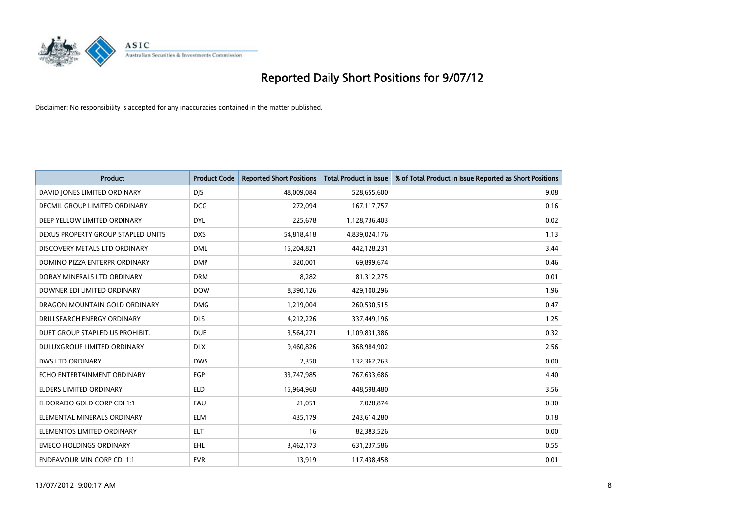# Reported Daily Short Positions for 9/07/12

Disclaimer: No responsibility is accepted for any inaccuracies contained in the matter published.

| Product | Product Code | Reported Short Positions | Total Product in Issue | % of Total Product in Issue Reported as Short Positions |
|---|---|---|---|---|
| DAVID JONES LIMITED ORDINARY | DJS | 48,009,084 | 528,655,600 | 9.08 |
| DECMIL GROUP LIMITED ORDINARY | DCG | 272,094 | 167,117,757 | 0.16 |
| DEEP YELLOW LIMITED ORDINARY | DYL | 225,678 | 1,128,736,403 | 0.02 |
| DEXUS PROPERTY GROUP STAPLED UNITS | DXS | 54,818,418 | 4,839,024,176 | 1.13 |
| DISCOVERY METALS LTD ORDINARY | DML | 15,204,821 | 442,128,231 | 3.44 |
| DOMINO PIZZA ENTERPR ORDINARY | DMP | 320,001 | 69,899,674 | 0.46 |
| DORAY MINERALS LTD ORDINARY | DRM | 8,282 | 81,312,275 | 0.01 |
| DOWNER EDI LIMITED ORDINARY | DOW | 8,390,126 | 429,100,296 | 1.96 |
| DRAGON MOUNTAIN GOLD ORDINARY | DMG | 1,219,004 | 260,530,515 | 0.47 |
| DRILLSEARCH ENERGY ORDINARY | DLS | 4,212,226 | 337,449,196 | 1.25 |
| DUET GROUP STAPLED US PROHIBIT. | DUE | 3,564,271 | 1,109,831,386 | 0.32 |
| DULUXGROUP LIMITED ORDINARY | DLX | 9,460,826 | 368,984,902 | 2.56 |
| DWS LTD ORDINARY | DWS | 2,350 | 132,362,763 | 0.00 |
| ECHO ENTERTAINMENT ORDINARY | EGP | 33,747,985 | 767,633,686 | 4.40 |
| ELDERS LIMITED ORDINARY | ELD | 15,964,960 | 448,598,480 | 3.56 |
| ELDORADO GOLD CORP CDI 1:1 | EAU | 21,051 | 7,028,874 | 0.30 |
| ELEMENTAL MINERALS ORDINARY | ELM | 435,179 | 243,614,280 | 0.18 |
| ELEMENTOS LIMITED ORDINARY | ELT | 16 | 82,383,526 | 0.00 |
| EMECO HOLDINGS ORDINARY | EHL | 3,462,173 | 631,237,586 | 0.55 |
| ENDEAVOUR MIN CORP CDI 1:1 | EVR | 13,919 | 117,438,458 | 0.01 |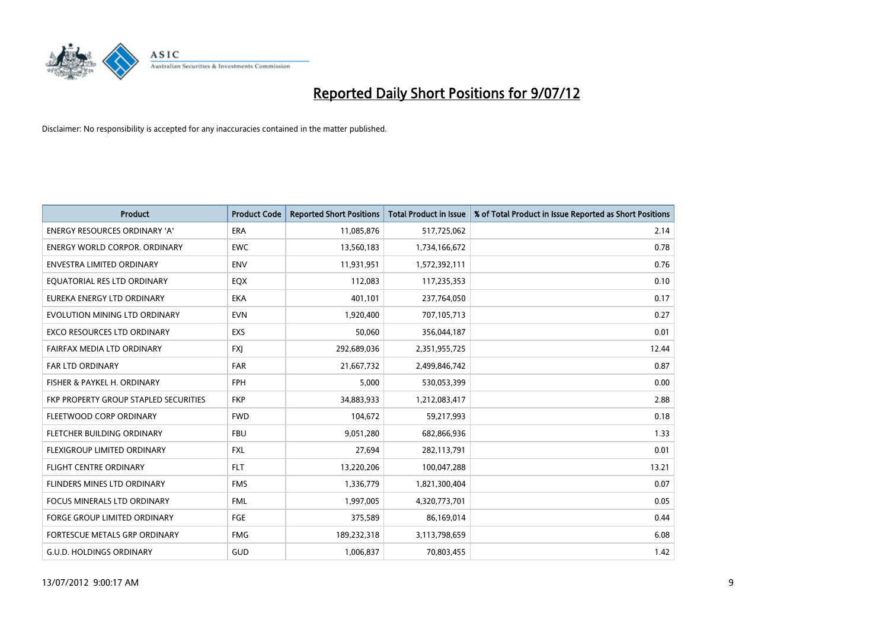# Reported Daily Short Positions for 9/07/12

Disclaimer: No responsibility is accepted for any inaccuracies contained in the matter published.

| Product | Product Code | Reported Short Positions | Total Product in Issue | % of Total Product in Issue Reported as Short Positions |
|---|---|---|---|---|
| ENERGY RESOURCES ORDINARY 'A' | ERA | 11,085,876 | 517,725,062 | 2.14 |
| ENERGY WORLD CORPOR. ORDINARY | EWC | 13,560,183 | 1,734,166,672 | 0.78 |
| ENVESTRA LIMITED ORDINARY | ENV | 11,931,951 | 1,572,392,111 | 0.76 |
| EQUATORIAL RES LTD ORDINARY | EQX | 112,083 | 117,235,353 | 0.10 |
| EUREKA ENERGY LTD ORDINARY | EKA | 401,101 | 237,764,050 | 0.17 |
| EVOLUTION MINING LTD ORDINARY | EVN | 1,920,400 | 707,105,713 | 0.27 |
| EXCO RESOURCES LTD ORDINARY | EXS | 50,060 | 356,044,187 | 0.01 |
| FAIRFAX MEDIA LTD ORDINARY | FXJ | 292,689,036 | 2,351,955,725 | 12.44 |
| FAR LTD ORDINARY | FAR | 21,667,732 | 2,499,846,742 | 0.87 |
| FISHER & PAYKEL H. ORDINARY | FPH | 5,000 | 530,053,399 | 0.00 |
| FKP PROPERTY GROUP STAPLED SECURITIES | FKP | 34,883,933 | 1,212,083,417 | 2.88 |
| FLEETWOOD CORP ORDINARY | FWD | 104,672 | 59,217,993 | 0.18 |
| FLETCHER BUILDING ORDINARY | FBU | 9,051,280 | 682,866,936 | 1.33 |
| FLEXIGROUP LIMITED ORDINARY | FXL | 27,694 | 282,113,791 | 0.01 |
| FLIGHT CENTRE ORDINARY | FLT | 13,220,206 | 100,047,288 | 13.21 |
| FLINDERS MINES LTD ORDINARY | FMS | 1,336,779 | 1,821,300,404 | 0.07 |
| FOCUS MINERALS LTD ORDINARY | FML | 1,997,005 | 4,320,773,701 | 0.05 |
| FORGE GROUP LIMITED ORDINARY | FGE | 375,589 | 86,169,014 | 0.44 |
| FORTESCUE METALS GRP ORDINARY | FMG | 189,232,318 | 3,113,798,659 | 6.08 |
| G.U.D. HOLDINGS ORDINARY | GUD | 1,006,837 | 70,803,455 | 1.42 |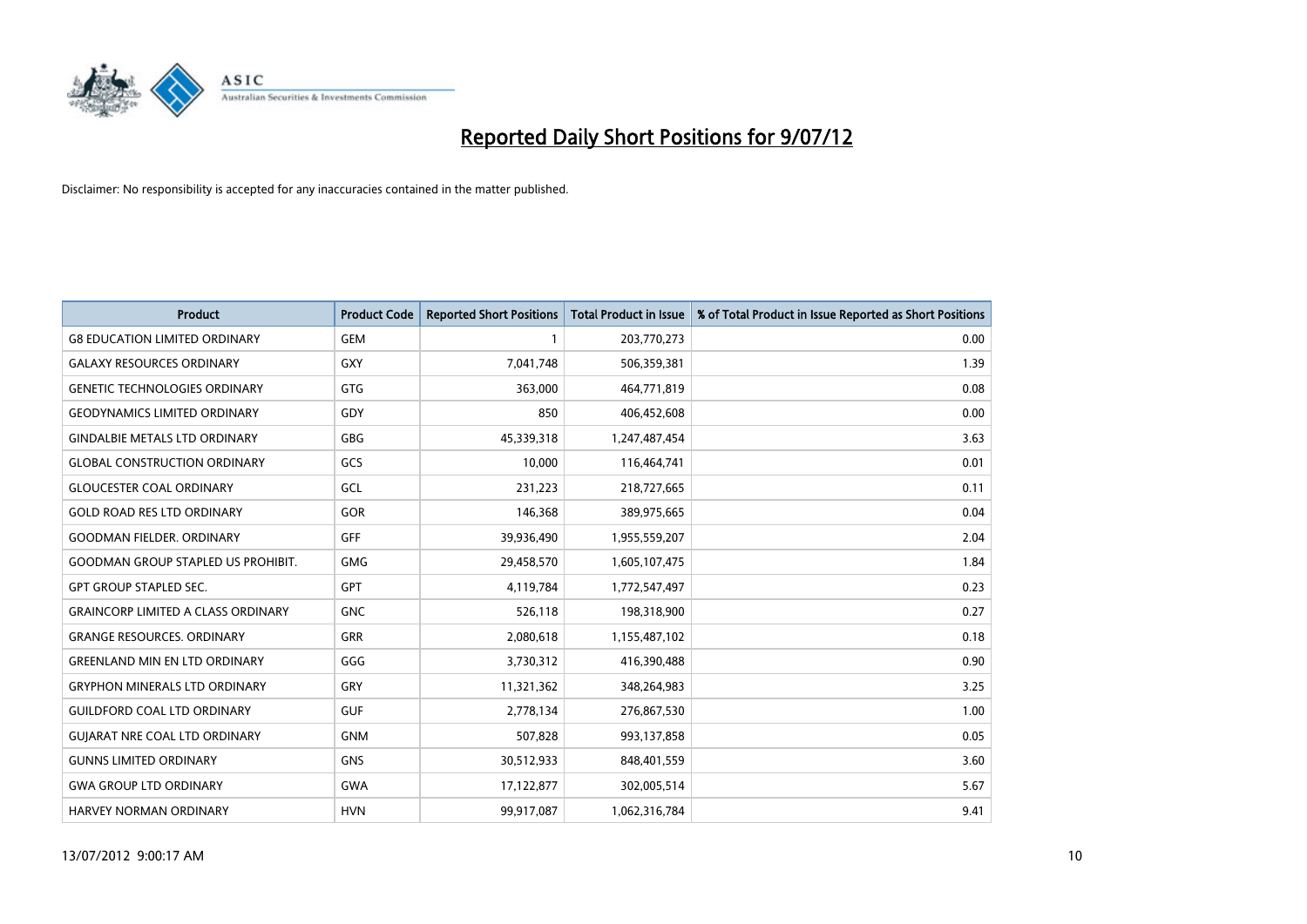# Reported Daily Short Positions for 9/07/12

Disclaimer: No responsibility is accepted for any inaccuracies contained in the matter published.

| Product | Product Code | Reported Short Positions | Total Product in Issue | % of Total Product in Issue Reported as Short Positions |
|---|---|---|---|---|
| G8 EDUCATION LIMITED ORDINARY | GEM | 1 | 203,770,273 | 0.00 |
| GALAXY RESOURCES ORDINARY | GXY | 7,041,748 | 506,359,381 | 1.39 |
| GENETIC TECHNOLOGIES ORDINARY | GTG | 363,000 | 464,771,819 | 0.08 |
| GEODYNAMICS LIMITED ORDINARY | GDY | 850 | 406,452,608 | 0.00 |
| GINDALBIE METALS LTD ORDINARY | GBG | 45,339,318 | 1,247,487,454 | 3.63 |
| GLOBAL CONSTRUCTION ORDINARY | GCS | 10,000 | 116,464,741 | 0.01 |
| GLOUCESTER COAL ORDINARY | GCL | 231,223 | 218,727,665 | 0.11 |
| GOLD ROAD RES LTD ORDINARY | GOR | 146,368 | 389,975,665 | 0.04 |
| GOODMAN FIELDER. ORDINARY | GFF | 39,936,490 | 1,955,559,207 | 2.04 |
| GOODMAN GROUP STAPLED US PROHIBIT. | GMG | 29,458,570 | 1,605,107,475 | 1.84 |
| GPT GROUP STAPLED SEC. | GPT | 4,119,784 | 1,772,547,497 | 0.23 |
| GRAINCORP LIMITED A CLASS ORDINARY | GNC | 526,118 | 198,318,900 | 0.27 |
| GRANGE RESOURCES. ORDINARY | GRR | 2,080,618 | 1,155,487,102 | 0.18 |
| GREENLAND MIN EN LTD ORDINARY | GGG | 3,730,312 | 416,390,488 | 0.90 |
| GRYPHON MINERALS LTD ORDINARY | GRY | 11,321,362 | 348,264,983 | 3.25 |
| GUILDFORD COAL LTD ORDINARY | GUF | 2,778,134 | 276,867,530 | 1.00 |
| GUJARAT NRE COAL LTD ORDINARY | GNM | 507,828 | 993,137,858 | 0.05 |
| GUNNS LIMITED ORDINARY | GNS | 30,512,933 | 848,401,559 | 3.60 |
| GWA GROUP LTD ORDINARY | GWA | 17,122,877 | 302,005,514 | 5.67 |
| HARVEY NORMAN ORDINARY | HVN | 99,917,087 | 1,062,316,784 | 9.41 |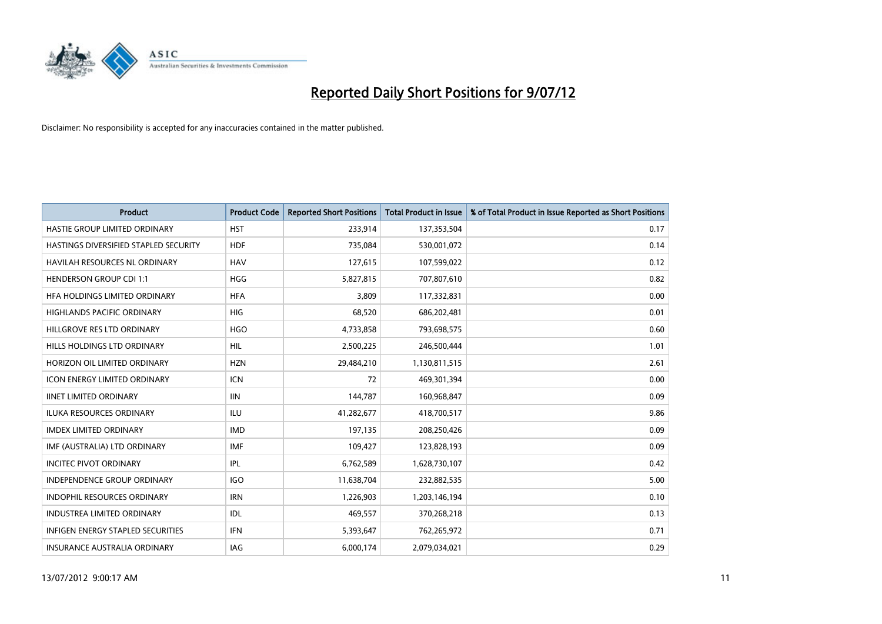# Reported Daily Short Positions for 9/07/12

Disclaimer: No responsibility is accepted for any inaccuracies contained in the matter published.

| Product | Product Code | Reported Short Positions | Total Product in Issue | % of Total Product in Issue Reported as Short Positions |
|---|---|---|---|---|
| HASTIE GROUP LIMITED ORDINARY | HST | 233,914 | 137,353,504 | 0.17 |
| HASTINGS DIVERSIFIED STAPLED SECURITY | HDF | 735,084 | 530,001,072 | 0.14 |
| HAVILAH RESOURCES NL ORDINARY | HAV | 127,615 | 107,599,022 | 0.12 |
| HENDERSON GROUP CDI 1:1 | HGG | 5,827,815 | 707,807,610 | 0.82 |
| HFA HOLDINGS LIMITED ORDINARY | HFA | 3,809 | 117,332,831 | 0.00 |
| HIGHLANDS PACIFIC ORDINARY | HIG | 68,520 | 686,202,481 | 0.01 |
| HILLGROVE RES LTD ORDINARY | HGO | 4,733,858 | 793,698,575 | 0.60 |
| HILLS HOLDINGS LTD ORDINARY | HIL | 2,500,225 | 246,500,444 | 1.01 |
| HORIZON OIL LIMITED ORDINARY | HZN | 29,484,210 | 1,130,811,515 | 2.61 |
| ICON ENERGY LIMITED ORDINARY | ICN | 72 | 469,301,394 | 0.00 |
| IINET LIMITED ORDINARY | IIN | 144,787 | 160,968,847 | 0.09 |
| ILUKA RESOURCES ORDINARY | ILU | 41,282,677 | 418,700,517 | 9.86 |
| IMDEX LIMITED ORDINARY | IMD | 197,135 | 208,250,426 | 0.09 |
| IMF (AUSTRALIA) LTD ORDINARY | IMF | 109,427 | 123,828,193 | 0.09 |
| INCITEC PIVOT ORDINARY | IPL | 6,762,589 | 1,628,730,107 | 0.42 |
| INDEPENDENCE GROUP ORDINARY | IGO | 11,638,704 | 232,882,535 | 5.00 |
| INDOPHIL RESOURCES ORDINARY | IRN | 1,226,903 | 1,203,146,194 | 0.10 |
| INDUSTREA LIMITED ORDINARY | IDL | 469,557 | 370,268,218 | 0.13 |
| INFIGEN ENERGY STAPLED SECURITIES | IFN | 5,393,647 | 762,265,972 | 0.71 |
| INSURANCE AUSTRALIA ORDINARY | IAG | 6,000,174 | 2,079,034,021 | 0.29 |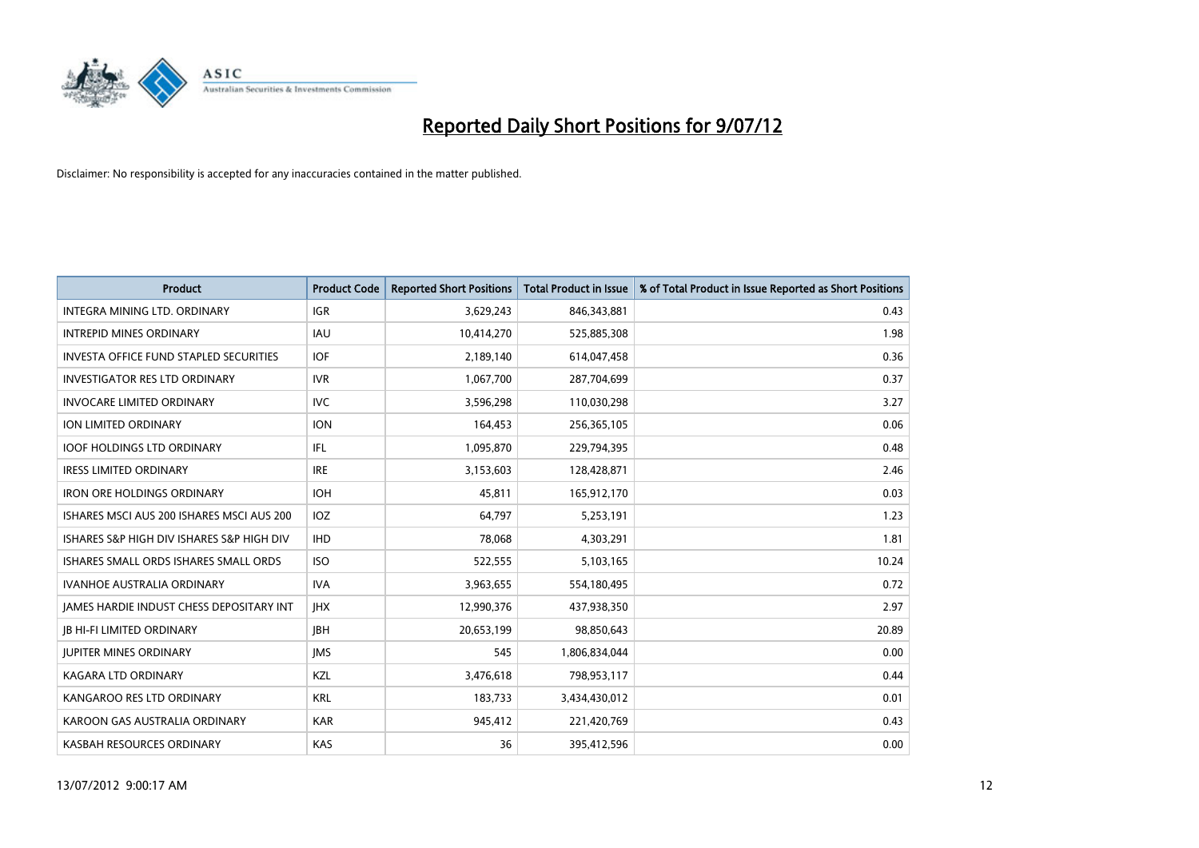# Reported Daily Short Positions for 9/07/12

Disclaimer: No responsibility is accepted for any inaccuracies contained in the matter published.

| Product | Product Code | Reported Short Positions | Total Product in Issue | % of Total Product in Issue Reported as Short Positions |
|---|---|---|---|---|
| INTEGRA MINING LTD. ORDINARY | IGR | 3,629,243 | 846,343,881 | 0.43 |
| INTREPID MINES ORDINARY | IAU | 10,414,270 | 525,885,308 | 1.98 |
| INVESTA OFFICE FUND STAPLED SECURITIES | IOF | 2,189,140 | 614,047,458 | 0.36 |
| INVESTIGATOR RES LTD ORDINARY | IVR | 1,067,700 | 287,704,699 | 0.37 |
| INVOCARE LIMITED ORDINARY | IVC | 3,596,298 | 110,030,298 | 3.27 |
| ION LIMITED ORDINARY | ION | 164,453 | 256,365,105 | 0.06 |
| IOOF HOLDINGS LTD ORDINARY | IFL | 1,095,870 | 229,794,395 | 0.48 |
| IRESS LIMITED ORDINARY | IRE | 3,153,603 | 128,428,871 | 2.46 |
| IRON ORE HOLDINGS ORDINARY | IOH | 45,811 | 165,912,170 | 0.03 |
| ISHARES MSCI AUS 200 ISHARES MSCI AUS 200 | IOZ | 64,797 | 5,253,191 | 1.23 |
| ISHARES S&P HIGH DIV ISHARES S&P HIGH DIV | IHD | 78,068 | 4,303,291 | 1.81 |
| ISHARES SMALL ORDS ISHARES SMALL ORDS | ISO | 522,555 | 5,103,165 | 10.24 |
| IVANHOE AUSTRALIA ORDINARY | IVA | 3,963,655 | 554,180,495 | 0.72 |
| JAMES HARDIE INDUST CHESS DEPOSITARY INT | JHX | 12,990,376 | 437,938,350 | 2.97 |
| JB HI-FI LIMITED ORDINARY | JBH | 20,653,199 | 98,850,643 | 20.89 |
| JUPITER MINES ORDINARY | JMS | 545 | 1,806,834,044 | 0.00 |
| KAGARA LTD ORDINARY | KZL | 3,476,618 | 798,953,117 | 0.44 |
| KANGAROO RES LTD ORDINARY | KRL | 183,733 | 3,434,430,012 | 0.01 |
| KAROON GAS AUSTRALIA ORDINARY | KAR | 945,412 | 221,420,769 | 0.43 |
| KASBAH RESOURCES ORDINARY | KAS | 36 | 395,412,596 | 0.00 |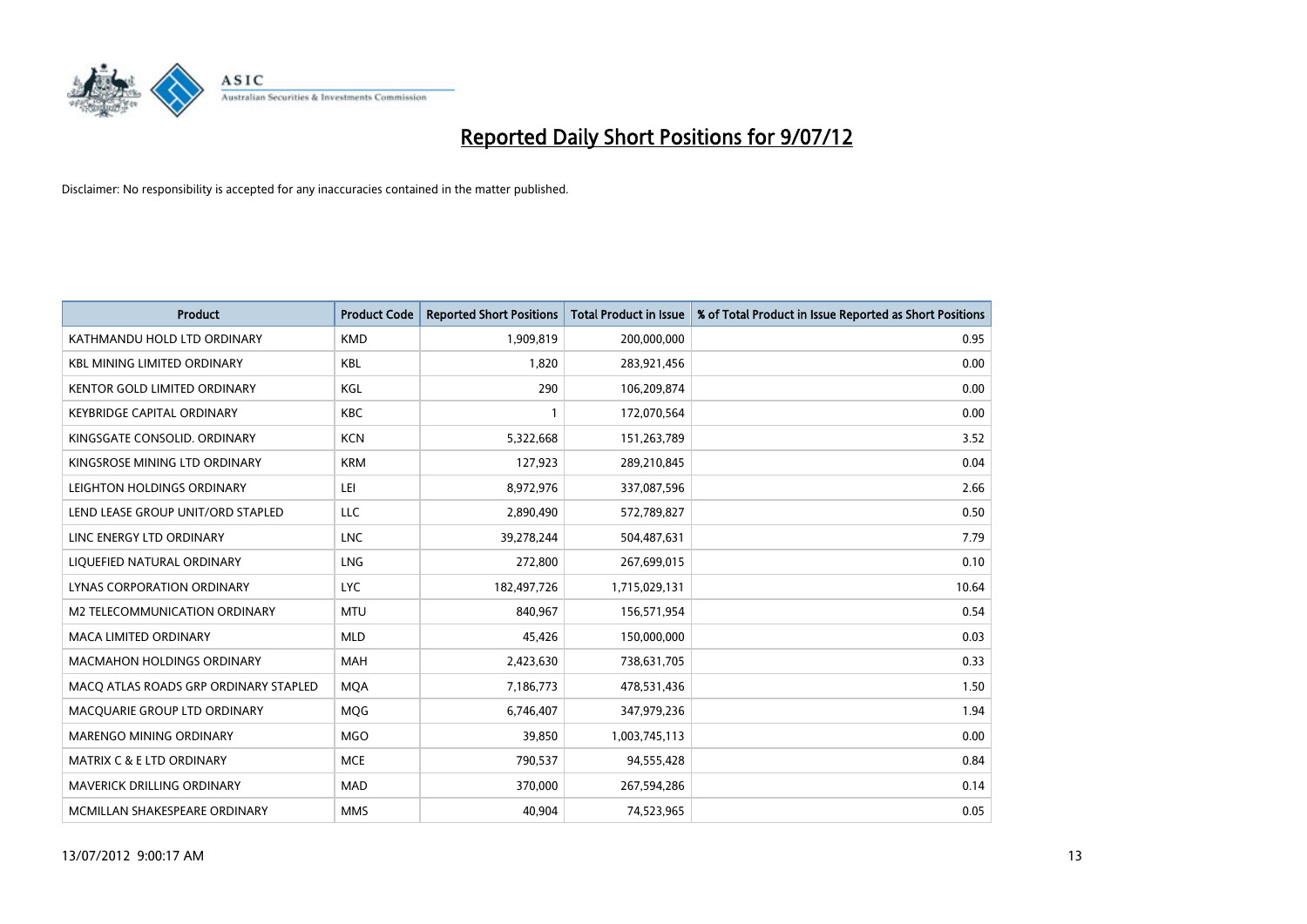# Reported Daily Short Positions for 9/07/12

Disclaimer: No responsibility is accepted for any inaccuracies contained in the matter published.

| Product | Product Code | Reported Short Positions | Total Product in Issue | % of Total Product in Issue Reported as Short Positions |
|---|---|---|---|---|
| KATHMANDU HOLD LTD ORDINARY | KMD | 1,909,819 | 200,000,000 | 0.95 |
| KBL MINING LIMITED ORDINARY | KBL | 1,820 | 283,921,456 | 0.00 |
| KENTOR GOLD LIMITED ORDINARY | KGL | 290 | 106,209,874 | 0.00 |
| KEYBRIDGE CAPITAL ORDINARY | KBC | 1 | 172,070,564 | 0.00 |
| KINGSGATE CONSOLID. ORDINARY | KCN | 5,322,668 | 151,263,789 | 3.52 |
| KINGSROSE MINING LTD ORDINARY | KRM | 127,923 | 289,210,845 | 0.04 |
| LEIGHTON HOLDINGS ORDINARY | LEI | 8,972,976 | 337,087,596 | 2.66 |
| LEND LEASE GROUP UNIT/ORD STAPLED | LLC | 2,890,490 | 572,789,827 | 0.50 |
| LINC ENERGY LTD ORDINARY | LNC | 39,278,244 | 504,487,631 | 7.79 |
| LIQUEFIED NATURAL ORDINARY | LNG | 272,800 | 267,699,015 | 0.10 |
| LYNAS CORPORATION ORDINARY | LYC | 182,497,726 | 1,715,029,131 | 10.64 |
| M2 TELECOMMUNICATION ORDINARY | MTU | 840,967 | 156,571,954 | 0.54 |
| MACA LIMITED ORDINARY | MLD | 45,426 | 150,000,000 | 0.03 |
| MACMAHON HOLDINGS ORDINARY | MAH | 2,423,630 | 738,631,705 | 0.33 |
| MACQ ATLAS ROADS GRP ORDINARY STAPLED | MQA | 7,186,773 | 478,531,436 | 1.50 |
| MACQUARIE GROUP LTD ORDINARY | MQG | 6,746,407 | 347,979,236 | 1.94 |
| MARENGO MINING ORDINARY | MGO | 39,850 | 1,003,745,113 | 0.00 |
| MATRIX C & E LTD ORDINARY | MCE | 790,537 | 94,555,428 | 0.84 |
| MAVERICK DRILLING ORDINARY | MAD | 370,000 | 267,594,286 | 0.14 |
| MCMILLAN SHAKESPEARE ORDINARY | MMS | 40,904 | 74,523,965 | 0.05 |

13/07/2012 9:00:17 AM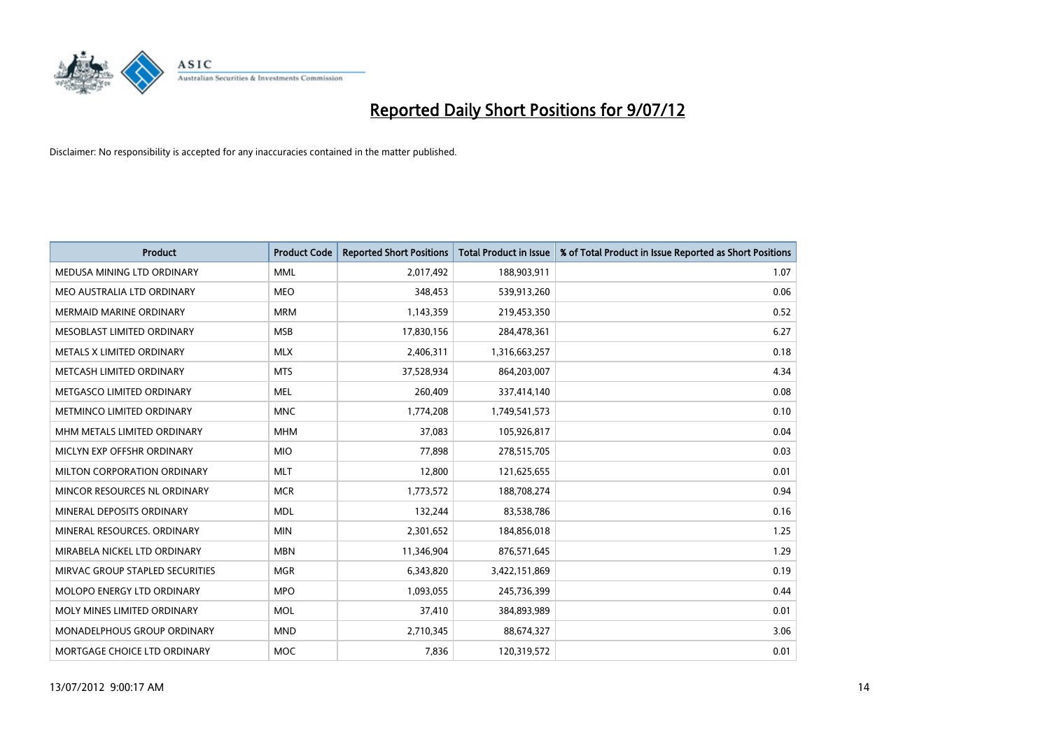# Reported Daily Short Positions for 9/07/12

Disclaimer: No responsibility is accepted for any inaccuracies contained in the matter published.

| Product | Product Code | Reported Short Positions | Total Product in Issue | % of Total Product in Issue Reported as Short Positions |
|---|---|---|---|---|
| MEDUSA MINING LTD ORDINARY | MML | 2,017,492 | 188,903,911 | 1.07 |
| MEO AUSTRALIA LTD ORDINARY | MEO | 348,453 | 539,913,260 | 0.06 |
| MERMAID MARINE ORDINARY | MRM | 1,143,359 | 219,453,350 | 0.52 |
| MESOBLAST LIMITED ORDINARY | MSB | 17,830,156 | 284,478,361 | 6.27 |
| METALS X LIMITED ORDINARY | MLX | 2,406,311 | 1,316,663,257 | 0.18 |
| METCASH LIMITED ORDINARY | MTS | 37,528,934 | 864,203,007 | 4.34 |
| METGASCO LIMITED ORDINARY | MEL | 260,409 | 337,414,140 | 0.08 |
| METMINCO LIMITED ORDINARY | MNC | 1,774,208 | 1,749,541,573 | 0.10 |
| MHM METALS LIMITED ORDINARY | MHM | 37,083 | 105,926,817 | 0.04 |
| MICLYN EXP OFFSHR ORDINARY | MIO | 77,898 | 278,515,705 | 0.03 |
| MILTON CORPORATION ORDINARY | MLT | 12,800 | 121,625,655 | 0.01 |
| MINCOR RESOURCES NL ORDINARY | MCR | 1,773,572 | 188,708,274 | 0.94 |
| MINERAL DEPOSITS ORDINARY | MDL | 132,244 | 83,538,786 | 0.16 |
| MINERAL RESOURCES. ORDINARY | MIN | 2,301,652 | 184,856,018 | 1.25 |
| MIRABELA NICKEL LTD ORDINARY | MBN | 11,346,904 | 876,571,645 | 1.29 |
| MIRVAC GROUP STAPLED SECURITIES | MGR | 6,343,820 | 3,422,151,869 | 0.19 |
| MOLOPO ENERGY LTD ORDINARY | MPO | 1,093,055 | 245,736,399 | 0.44 |
| MOLY MINES LIMITED ORDINARY | MOL | 37,410 | 384,893,989 | 0.01 |
| MONADELPHOUS GROUP ORDINARY | MND | 2,710,345 | 88,674,327 | 3.06 |
| MORTGAGE CHOICE LTD ORDINARY | MOC | 7,836 | 120,319,572 | 0.01 |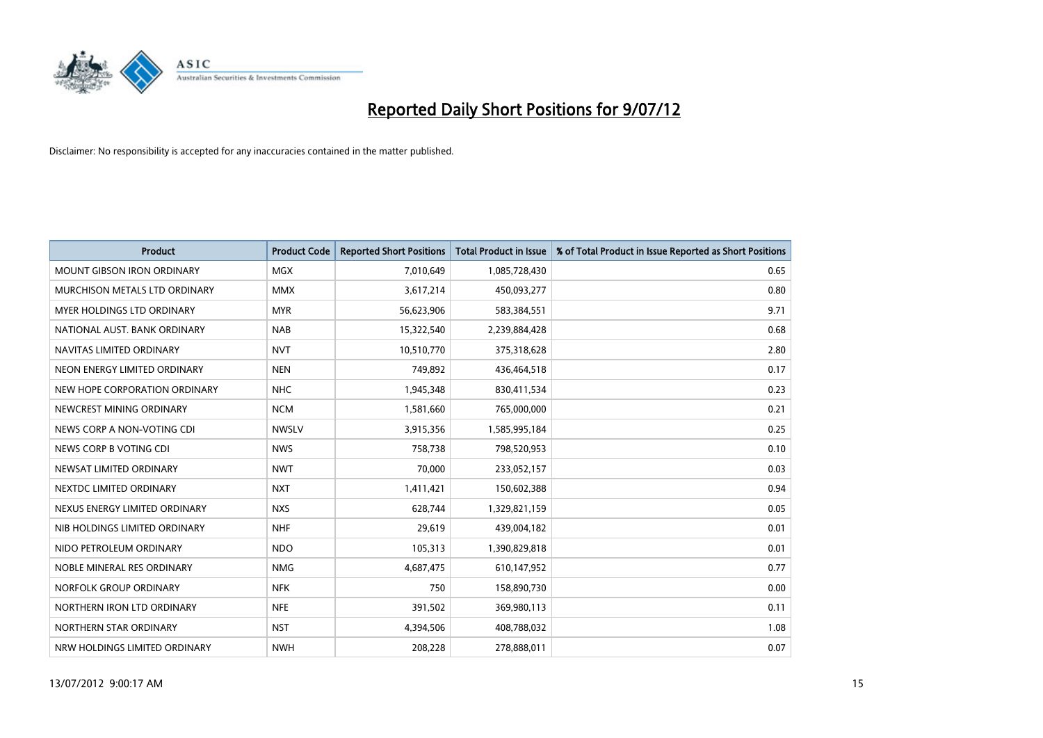# Reported Daily Short Positions for 9/07/12

Disclaimer: No responsibility is accepted for any inaccuracies contained in the matter published.

| Product | Product Code | Reported Short Positions | Total Product in Issue | % of Total Product in Issue Reported as Short Positions |
|---|---|---|---|---|
| MOUNT GIBSON IRON ORDINARY | MGX | 7,010,649 | 1,085,728,430 | 0.65 |
| MURCHISON METALS LTD ORDINARY | MMX | 3,617,214 | 450,093,277 | 0.80 |
| MYER HOLDINGS LTD ORDINARY | MYR | 56,623,906 | 583,384,551 | 9.71 |
| NATIONAL AUST. BANK ORDINARY | NAB | 15,322,540 | 2,239,884,428 | 0.68 |
| NAVITAS LIMITED ORDINARY | NVT | 10,510,770 | 375,318,628 | 2.80 |
| NEON ENERGY LIMITED ORDINARY | NEN | 749,892 | 436,464,518 | 0.17 |
| NEW HOPE CORPORATION ORDINARY | NHC | 1,945,348 | 830,411,534 | 0.23 |
| NEWCREST MINING ORDINARY | NCM | 1,581,660 | 765,000,000 | 0.21 |
| NEWS CORP A NON-VOTING CDI | NWSLV | 3,915,356 | 1,585,995,184 | 0.25 |
| NEWS CORP B VOTING CDI | NWS | 758,738 | 798,520,953 | 0.10 |
| NEWSAT LIMITED ORDINARY | NWT | 70,000 | 233,052,157 | 0.03 |
| NEXTDC LIMITED ORDINARY | NXT | 1,411,421 | 150,602,388 | 0.94 |
| NEXUS ENERGY LIMITED ORDINARY | NXS | 628,744 | 1,329,821,159 | 0.05 |
| NIB HOLDINGS LIMITED ORDINARY | NHF | 29,619 | 439,004,182 | 0.01 |
| NIDO PETROLEUM ORDINARY | NDO | 105,313 | 1,390,829,818 | 0.01 |
| NOBLE MINERAL RES ORDINARY | NMG | 4,687,475 | 610,147,952 | 0.77 |
| NORFOLK GROUP ORDINARY | NFK | 750 | 158,890,730 | 0.00 |
| NORTHERN IRON LTD ORDINARY | NFE | 391,502 | 369,980,113 | 0.11 |
| NORTHERN STAR ORDINARY | NST | 4,394,506 | 408,788,032 | 1.08 |
| NRW HOLDINGS LIMITED ORDINARY | NWH | 208,228 | 278,888,011 | 0.07 |

13/07/2012 9:00:17 AM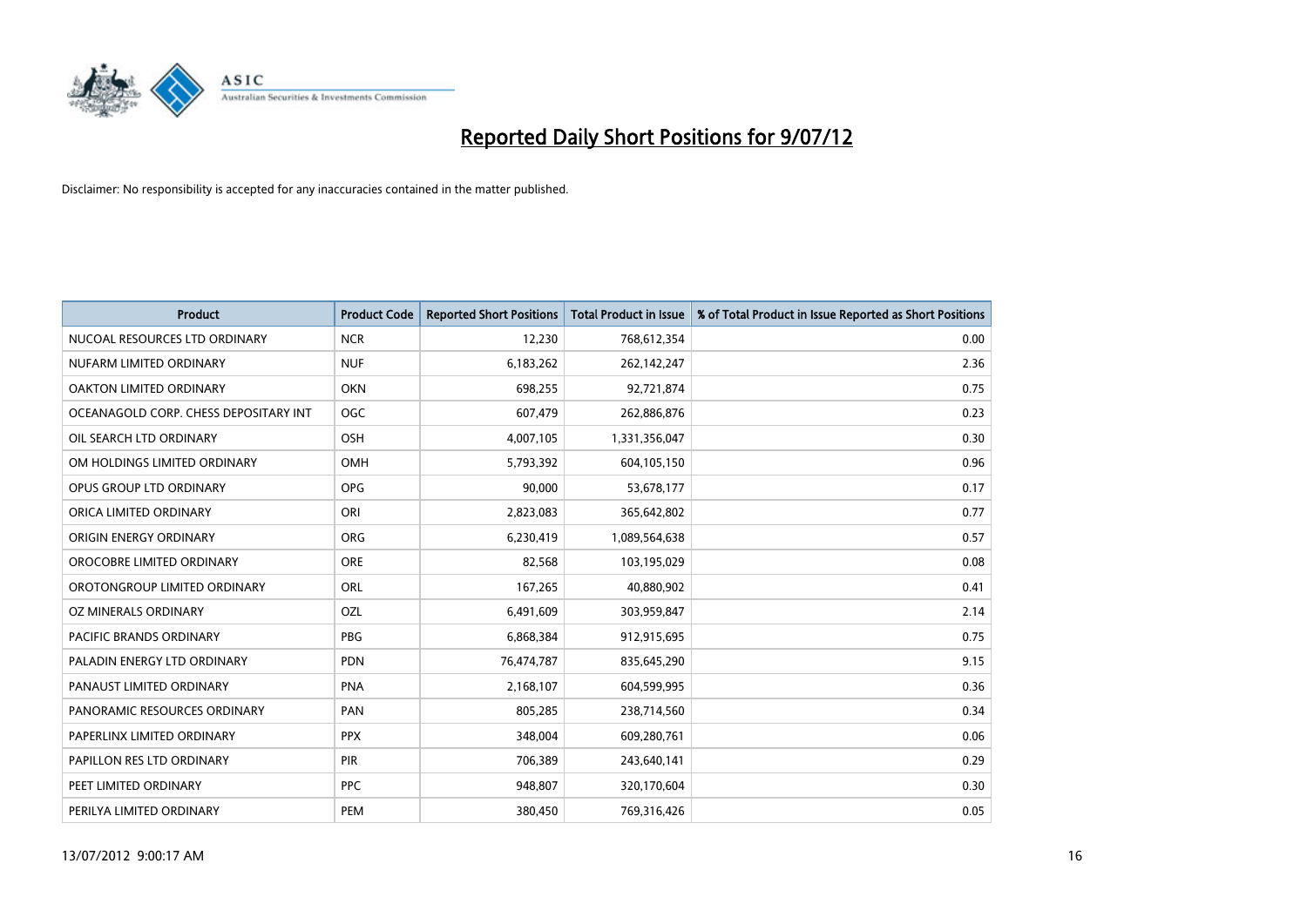# Reported Daily Short Positions for 9/07/12

Disclaimer: No responsibility is accepted for any inaccuracies contained in the matter published.

| Product | Product Code | Reported Short Positions | Total Product in Issue | % of Total Product in Issue Reported as Short Positions |
|---|---|---|---|---|
| NUCOAL RESOURCES LTD ORDINARY | NCR | 12,230 | 768,612,354 | 0.00 |
| NUFARM LIMITED ORDINARY | NUF | 6,183,262 | 262,142,247 | 2.36 |
| OAKTON LIMITED ORDINARY | OKN | 698,255 | 92,721,874 | 0.75 |
| OCEANAGOLD CORP. CHESS DEPOSITARY INT | OGC | 607,479 | 262,886,876 | 0.23 |
| OIL SEARCH LTD ORDINARY | OSH | 4,007,105 | 1,331,356,047 | 0.30 |
| OM HOLDINGS LIMITED ORDINARY | OMH | 5,793,392 | 604,105,150 | 0.96 |
| OPUS GROUP LTD ORDINARY | OPG | 90,000 | 53,678,177 | 0.17 |
| ORICA LIMITED ORDINARY | ORI | 2,823,083 | 365,642,802 | 0.77 |
| ORIGIN ENERGY ORDINARY | ORG | 6,230,419 | 1,089,564,638 | 0.57 |
| OROCOBRE LIMITED ORDINARY | ORE | 82,568 | 103,195,029 | 0.08 |
| OROTONGROUP LIMITED ORDINARY | ORL | 167,265 | 40,880,902 | 0.41 |
| OZ MINERALS ORDINARY | OZL | 6,491,609 | 303,959,847 | 2.14 |
| PACIFIC BRANDS ORDINARY | PBG | 6,868,384 | 912,915,695 | 0.75 |
| PALADIN ENERGY LTD ORDINARY | PDN | 76,474,787 | 835,645,290 | 9.15 |
| PANAUST LIMITED ORDINARY | PNA | 2,168,107 | 604,599,995 | 0.36 |
| PANORAMIC RESOURCES ORDINARY | PAN | 805,285 | 238,714,560 | 0.34 |
| PAPERLINX LIMITED ORDINARY | PPX | 348,004 | 609,280,761 | 0.06 |
| PAPILLON RES LTD ORDINARY | PIR | 706,389 | 243,640,141 | 0.29 |
| PEET LIMITED ORDINARY | PPC | 948,807 | 320,170,604 | 0.30 |
| PERILYA LIMITED ORDINARY | PEM | 380,450 | 769,316,426 | 0.05 |

13/07/2012 9:00:17 AM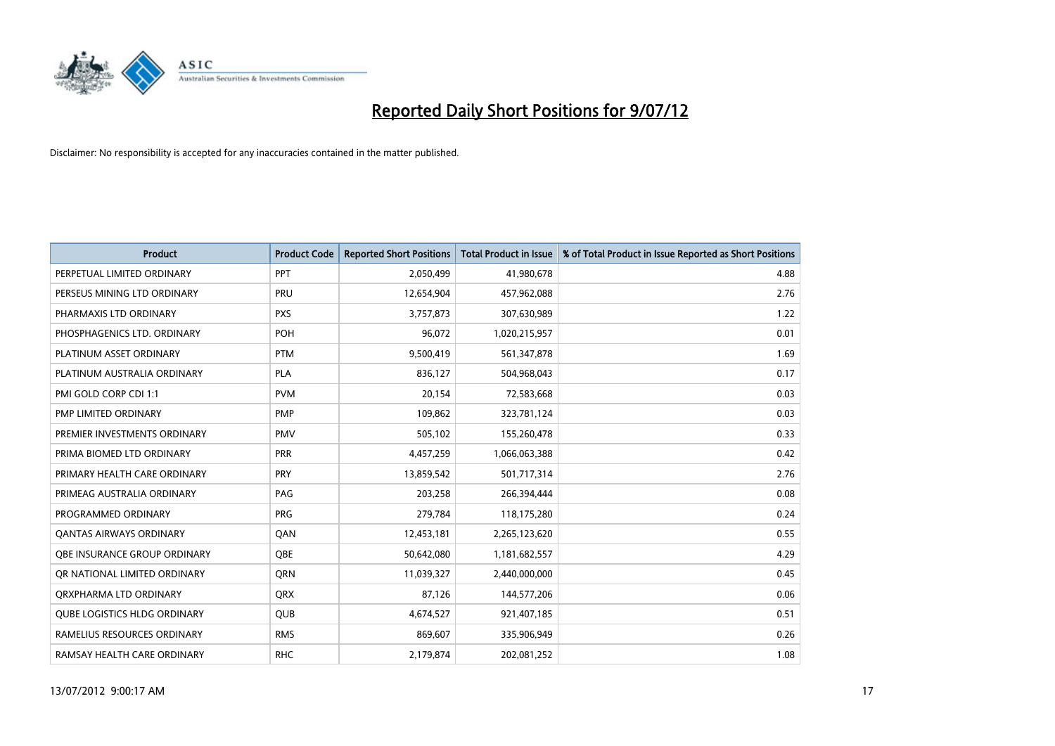# Reported Daily Short Positions for 9/07/12

Disclaimer: No responsibility is accepted for any inaccuracies contained in the matter published.

| Product | Product Code | Reported Short Positions | Total Product in Issue | % of Total Product in Issue Reported as Short Positions |
|---|---|---|---|---|
| PERPETUAL LIMITED ORDINARY | PPT | 2,050,499 | 41,980,678 | 4.88 |
| PERSEUS MINING LTD ORDINARY | PRU | 12,654,904 | 457,962,088 | 2.76 |
| PHARMAXIS LTD ORDINARY | PXS | 3,757,873 | 307,630,989 | 1.22 |
| PHOSPHAGENICS LTD. ORDINARY | POH | 96,072 | 1,020,215,957 | 0.01 |
| PLATINUM ASSET ORDINARY | PTM | 9,500,419 | 561,347,878 | 1.69 |
| PLATINUM AUSTRALIA ORDINARY | PLA | 836,127 | 504,968,043 | 0.17 |
| PMI GOLD CORP CDI 1:1 | PVM | 20,154 | 72,583,668 | 0.03 |
| PMP LIMITED ORDINARY | PMP | 109,862 | 323,781,124 | 0.03 |
| PREMIER INVESTMENTS ORDINARY | PMV | 505,102 | 155,260,478 | 0.33 |
| PRIMA BIOMED LTD ORDINARY | PRR | 4,457,259 | 1,066,063,388 | 0.42 |
| PRIMARY HEALTH CARE ORDINARY | PRY | 13,859,542 | 501,717,314 | 2.76 |
| PRIMEAG AUSTRALIA ORDINARY | PAG | 203,258 | 266,394,444 | 0.08 |
| PROGRAMMED ORDINARY | PRG | 279,784 | 118,175,280 | 0.24 |
| QANTAS AIRWAYS ORDINARY | QAN | 12,453,181 | 2,265,123,620 | 0.55 |
| QBE INSURANCE GROUP ORDINARY | QBE | 50,642,080 | 1,181,682,557 | 4.29 |
| QR NATIONAL LIMITED ORDINARY | QRN | 11,039,327 | 2,440,000,000 | 0.45 |
| QRXPHARMA LTD ORDINARY | QRX | 87,126 | 144,577,206 | 0.06 |
| QUBE LOGISTICS HLDG ORDINARY | QUB | 4,674,527 | 921,407,185 | 0.51 |
| RAMELIUS RESOURCES ORDINARY | RMS | 869,607 | 335,906,949 | 0.26 |
| RAMSAY HEALTH CARE ORDINARY | RHC | 2,179,874 | 202,081,252 | 1.08 |

13/07/2012 9:00:17 AM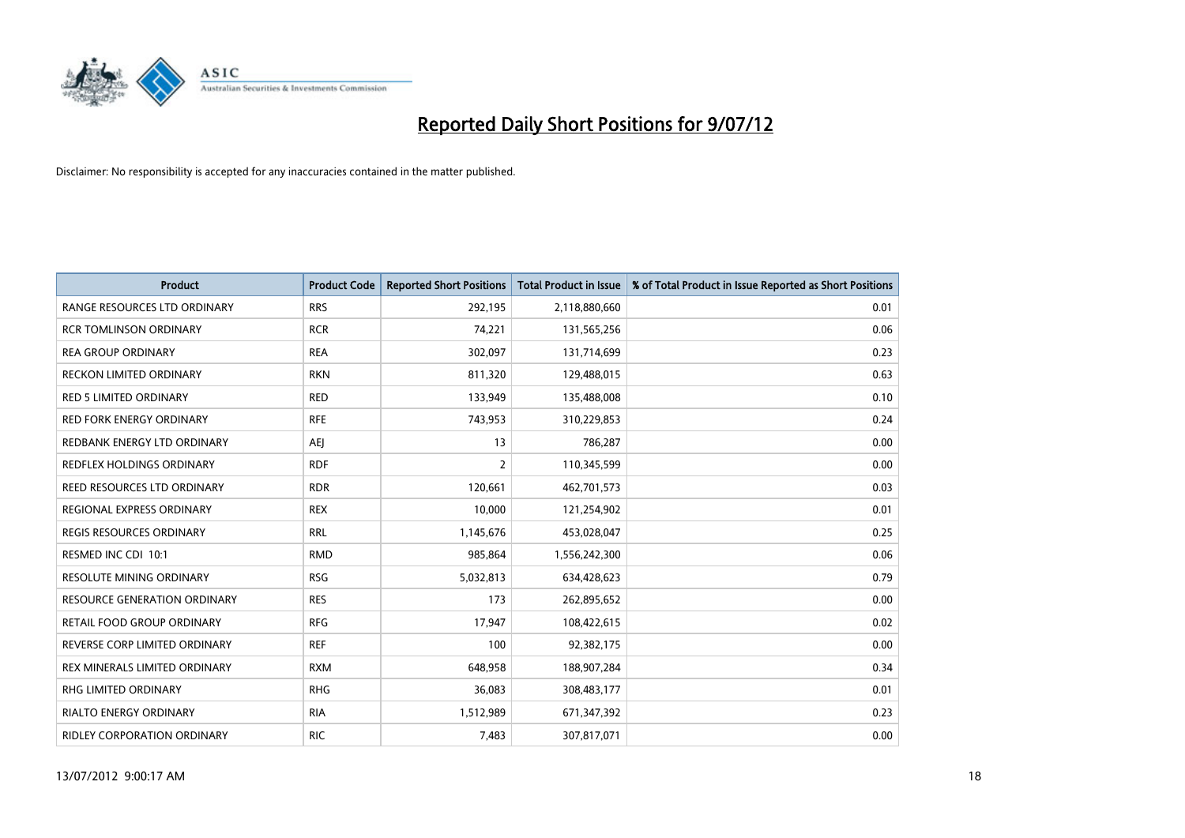# Reported Daily Short Positions for 9/07/12

Disclaimer: No responsibility is accepted for any inaccuracies contained in the matter published.

| Product | Product Code | Reported Short Positions | Total Product in Issue | % of Total Product in Issue Reported as Short Positions |
|---|---|---|---|---|
| RANGE RESOURCES LTD ORDINARY | RRS | 292,195 | 2,118,880,660 | 0.01 |
| RCR TOMLINSON ORDINARY | RCR | 74,221 | 131,565,256 | 0.06 |
| REA GROUP ORDINARY | REA | 302,097 | 131,714,699 | 0.23 |
| RECKON LIMITED ORDINARY | RKN | 811,320 | 129,488,015 | 0.63 |
| RED 5 LIMITED ORDINARY | RED | 133,949 | 135,488,008 | 0.10 |
| RED FORK ENERGY ORDINARY | RFE | 743,953 | 310,229,853 | 0.24 |
| REDBANK ENERGY LTD ORDINARY | AEJ | 13 | 786,287 | 0.00 |
| REDFLEX HOLDINGS ORDINARY | RDF | 2 | 110,345,599 | 0.00 |
| REED RESOURCES LTD ORDINARY | RDR | 120,661 | 462,701,573 | 0.03 |
| REGIONAL EXPRESS ORDINARY | REX | 10,000 | 121,254,902 | 0.01 |
| REGIS RESOURCES ORDINARY | RRL | 1,145,676 | 453,028,047 | 0.25 |
| RESMED INC CDI 10:1 | RMD | 985,864 | 1,556,242,300 | 0.06 |
| RESOLUTE MINING ORDINARY | RSG | 5,032,813 | 634,428,623 | 0.79 |
| RESOURCE GENERATION ORDINARY | RES | 173 | 262,895,652 | 0.00 |
| RETAIL FOOD GROUP ORDINARY | RFG | 17,947 | 108,422,615 | 0.02 |
| REVERSE CORP LIMITED ORDINARY | REF | 100 | 92,382,175 | 0.00 |
| REX MINERALS LIMITED ORDINARY | RXM | 648,958 | 188,907,284 | 0.34 |
| RHG LIMITED ORDINARY | RHG | 36,083 | 308,483,177 | 0.01 |
| RIALTO ENERGY ORDINARY | RIA | 1,512,989 | 671,347,392 | 0.23 |
| RIDLEY CORPORATION ORDINARY | RIC | 7,483 | 307,817,071 | 0.00 |

13/07/2012 9:00:17 AM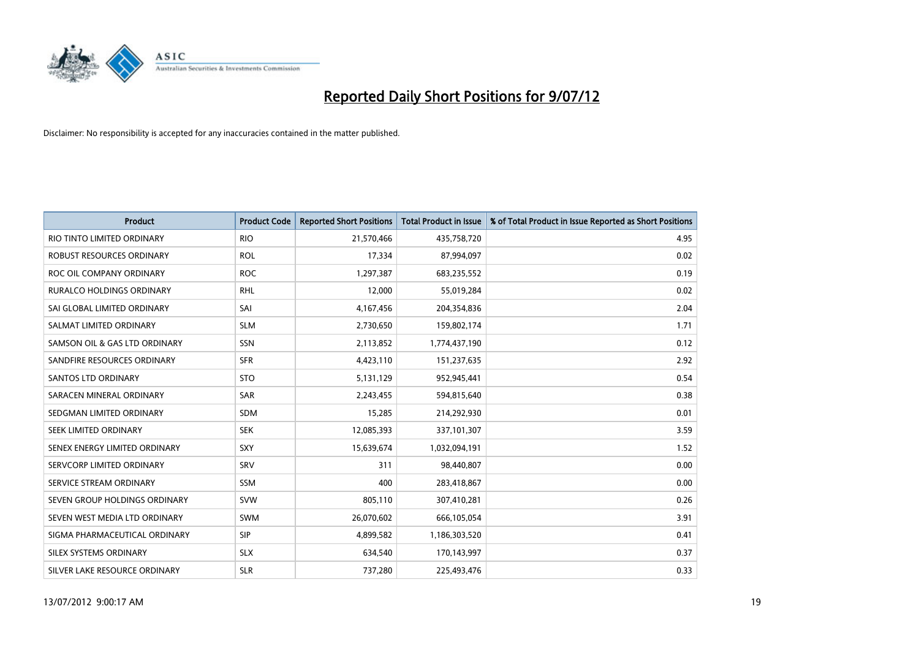# Reported Daily Short Positions for 9/07/12

Disclaimer: No responsibility is accepted for any inaccuracies contained in the matter published.

| Product | Product Code | Reported Short Positions | Total Product in Issue | % of Total Product in Issue Reported as Short Positions |
|---|---|---|---|---|
| RIO TINTO LIMITED ORDINARY | RIO | 21,570,466 | 435,758,720 | 4.95 |
| ROBUST RESOURCES ORDINARY | ROL | 17,334 | 87,994,097 | 0.02 |
| ROC OIL COMPANY ORDINARY | ROC | 1,297,387 | 683,235,552 | 0.19 |
| RURALCO HOLDINGS ORDINARY | RHL | 12,000 | 55,019,284 | 0.02 |
| SAI GLOBAL LIMITED ORDINARY | SAI | 4,167,456 | 204,354,836 | 2.04 |
| SALMAT LIMITED ORDINARY | SLM | 2,730,650 | 159,802,174 | 1.71 |
| SAMSON OIL & GAS LTD ORDINARY | SSN | 2,113,852 | 1,774,437,190 | 0.12 |
| SANDFIRE RESOURCES ORDINARY | SFR | 4,423,110 | 151,237,635 | 2.92 |
| SANTOS LTD ORDINARY | STO | 5,131,129 | 952,945,441 | 0.54 |
| SARACEN MINERAL ORDINARY | SAR | 2,243,455 | 594,815,640 | 0.38 |
| SEDGMAN LIMITED ORDINARY | SDM | 15,285 | 214,292,930 | 0.01 |
| SEEK LIMITED ORDINARY | SEK | 12,085,393 | 337,101,307 | 3.59 |
| SENEX ENERGY LIMITED ORDINARY | SXY | 15,639,674 | 1,032,094,191 | 1.52 |
| SERVCORP LIMITED ORDINARY | SRV | 311 | 98,440,807 | 0.00 |
| SERVICE STREAM ORDINARY | SSM | 400 | 283,418,867 | 0.00 |
| SEVEN GROUP HOLDINGS ORDINARY | SVW | 805,110 | 307,410,281 | 0.26 |
| SEVEN WEST MEDIA LTD ORDINARY | SWM | 26,070,602 | 666,105,054 | 3.91 |
| SIGMA PHARMACEUTICAL ORDINARY | SIP | 4,899,582 | 1,186,303,520 | 0.41 |
| SILEX SYSTEMS ORDINARY | SLX | 634,540 | 170,143,997 | 0.37 |
| SILVER LAKE RESOURCE ORDINARY | SLR | 737,280 | 225,493,476 | 0.33 |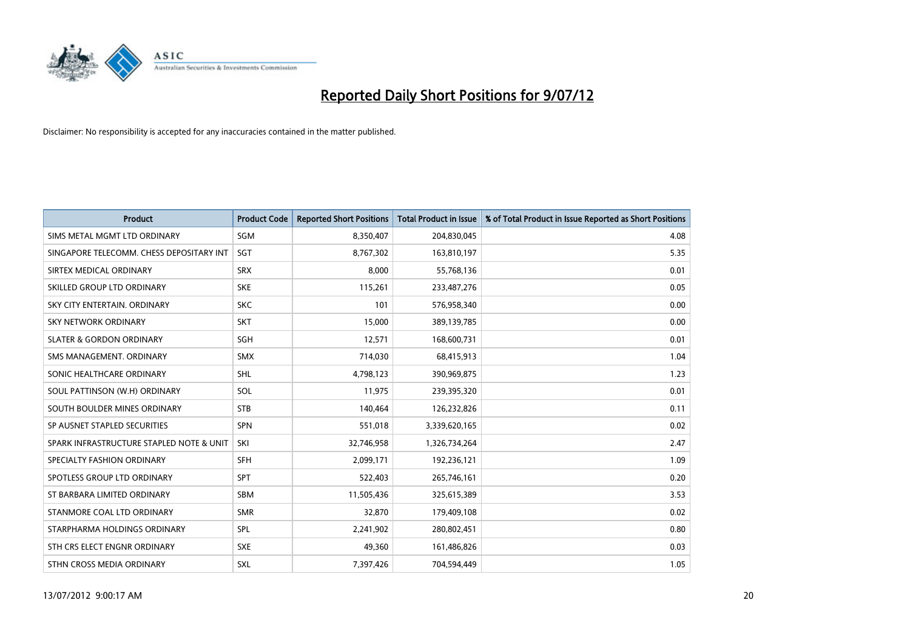# Reported Daily Short Positions for 9/07/12

Disclaimer: No responsibility is accepted for any inaccuracies contained in the matter published.

| Product | Product Code | Reported Short Positions | Total Product in Issue | % of Total Product in Issue Reported as Short Positions |
|---|---|---|---|---|
| SIMS METAL MGMT LTD ORDINARY | SGM | 8,350,407 | 204,830,045 | 4.08 |
| SINGAPORE TELECOMM. CHESS DEPOSITARY INT | SGT | 8,767,302 | 163,810,197 | 5.35 |
| SIRTEX MEDICAL ORDINARY | SRX | 8,000 | 55,768,136 | 0.01 |
| SKILLED GROUP LTD ORDINARY | SKE | 115,261 | 233,487,276 | 0.05 |
| SKY CITY ENTERTAIN. ORDINARY | SKC | 101 | 576,958,340 | 0.00 |
| SKY NETWORK ORDINARY | SKT | 15,000 | 389,139,785 | 0.00 |
| SLATER & GORDON ORDINARY | SGH | 12,571 | 168,600,731 | 0.01 |
| SMS MANAGEMENT. ORDINARY | SMX | 714,030 | 68,415,913 | 1.04 |
| SONIC HEALTHCARE ORDINARY | SHL | 4,798,123 | 390,969,875 | 1.23 |
| SOUL PATTINSON (W.H) ORDINARY | SOL | 11,975 | 239,395,320 | 0.01 |
| SOUTH BOULDER MINES ORDINARY | STB | 140,464 | 126,232,826 | 0.11 |
| SP AUSNET STAPLED SECURITIES | SPN | 551,018 | 3,339,620,165 | 0.02 |
| SPARK INFRASTRUCTURE STAPLED NOTE & UNIT | SKI | 32,746,958 | 1,326,734,264 | 2.47 |
| SPECIALTY FASHION ORDINARY | SFH | 2,099,171 | 192,236,121 | 1.09 |
| SPOTLESS GROUP LTD ORDINARY | SPT | 522,403 | 265,746,161 | 0.20 |
| ST BARBARA LIMITED ORDINARY | SBM | 11,505,436 | 325,615,389 | 3.53 |
| STANMORE COAL LTD ORDINARY | SMR | 32,870 | 179,409,108 | 0.02 |
| STARPHARMA HOLDINGS ORDINARY | SPL | 2,241,902 | 280,802,451 | 0.80 |
| STH CRS ELECT ENGNR ORDINARY | SXE | 49,360 | 161,486,826 | 0.03 |
| STHN CROSS MEDIA ORDINARY | SXL | 7,397,426 | 704,594,449 | 1.05 |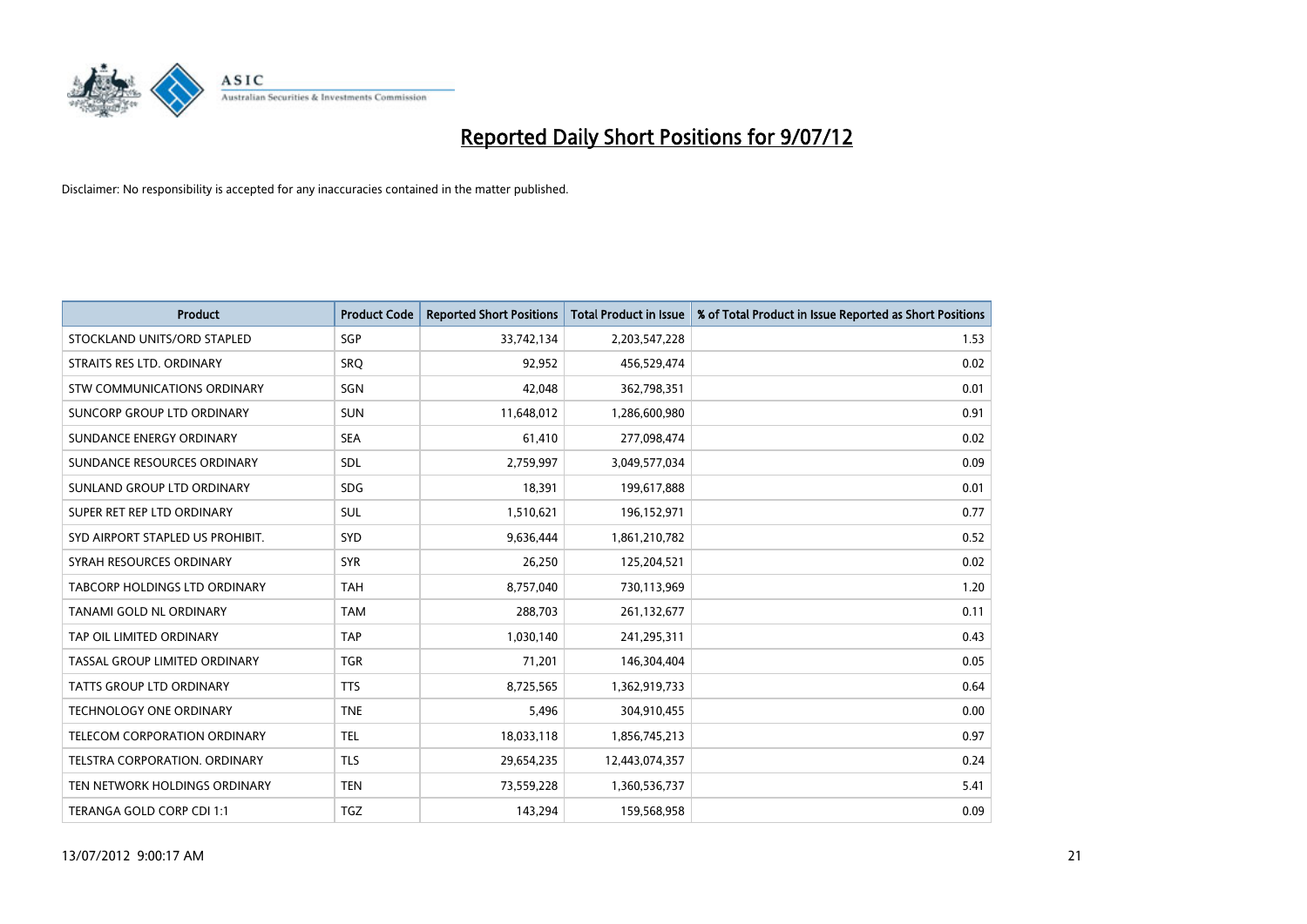# Reported Daily Short Positions for 9/07/12

Disclaimer: No responsibility is accepted for any inaccuracies contained in the matter published.

| Product | Product Code | Reported Short Positions | Total Product in Issue | % of Total Product in Issue Reported as Short Positions |
|---|---|---|---|---|
| STOCKLAND UNITS/ORD STAPLED | SGP | 33,742,134 | 2,203,547,228 | 1.53 |
| STRAITS RES LTD. ORDINARY | SRQ | 92,952 | 456,529,474 | 0.02 |
| STW COMMUNICATIONS ORDINARY | SGN | 42,048 | 362,798,351 | 0.01 |
| SUNCORP GROUP LTD ORDINARY | SUN | 11,648,012 | 1,286,600,980 | 0.91 |
| SUNDANCE ENERGY ORDINARY | SEA | 61,410 | 277,098,474 | 0.02 |
| SUNDANCE RESOURCES ORDINARY | SDL | 2,759,997 | 3,049,577,034 | 0.09 |
| SUNLAND GROUP LTD ORDINARY | SDG | 18,391 | 199,617,888 | 0.01 |
| SUPER RET REP LTD ORDINARY | SUL | 1,510,621 | 196,152,971 | 0.77 |
| SYD AIRPORT STAPLED US PROHIBIT. | SYD | 9,636,444 | 1,861,210,782 | 0.52 |
| SYRAH RESOURCES ORDINARY | SYR | 26,250 | 125,204,521 | 0.02 |
| TABCORP HOLDINGS LTD ORDINARY | TAH | 8,757,040 | 730,113,969 | 1.20 |
| TANAMI GOLD NL ORDINARY | TAM | 288,703 | 261,132,677 | 0.11 |
| TAP OIL LIMITED ORDINARY | TAP | 1,030,140 | 241,295,311 | 0.43 |
| TASSAL GROUP LIMITED ORDINARY | TGR | 71,201 | 146,304,404 | 0.05 |
| TATTS GROUP LTD ORDINARY | TTS | 8,725,565 | 1,362,919,733 | 0.64 |
| TECHNOLOGY ONE ORDINARY | TNE | 5,496 | 304,910,455 | 0.00 |
| TELECOM CORPORATION ORDINARY | TEL | 18,033,118 | 1,856,745,213 | 0.97 |
| TELSTRA CORPORATION. ORDINARY | TLS | 29,654,235 | 12,443,074,357 | 0.24 |
| TEN NETWORK HOLDINGS ORDINARY | TEN | 73,559,228 | 1,360,536,737 | 5.41 |
| TERANGA GOLD CORP CDI 1:1 | TGZ | 143,294 | 159,568,958 | 0.09 |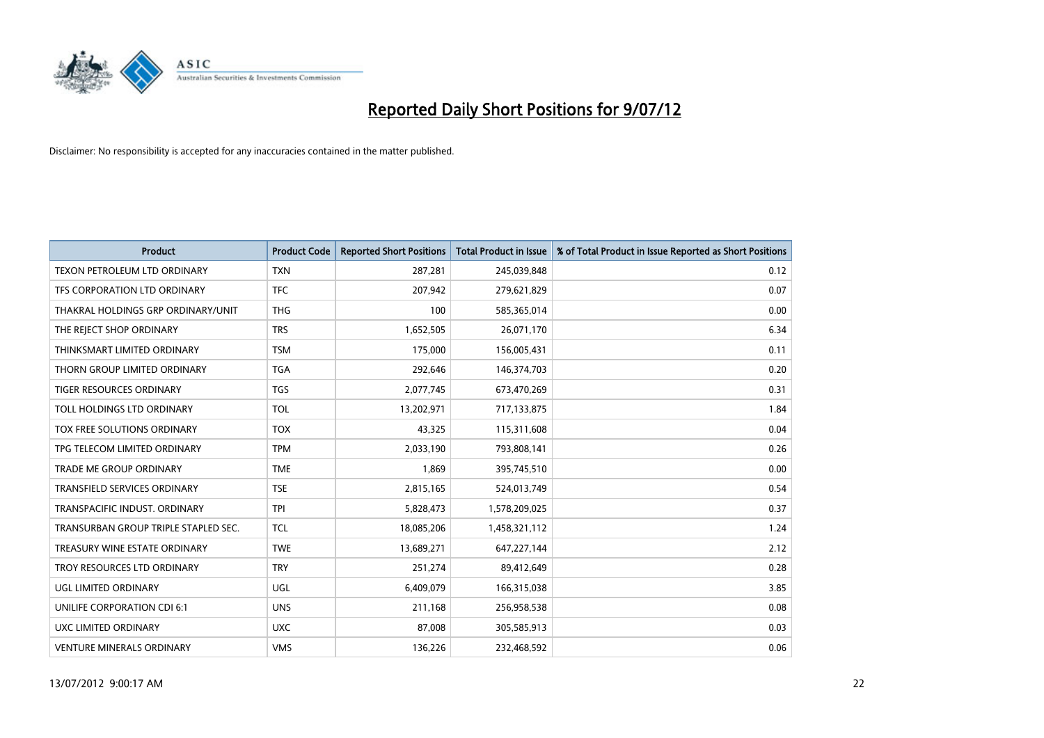# Reported Daily Short Positions for 9/07/12

Disclaimer: No responsibility is accepted for any inaccuracies contained in the matter published.

| Product | Product Code | Reported Short Positions | Total Product in Issue | % of Total Product in Issue Reported as Short Positions |
|---|---|---|---|---|
| TEXON PETROLEUM LTD ORDINARY | TXN | 287,281 | 245,039,848 | 0.12 |
| TFS CORPORATION LTD ORDINARY | TFC | 207,942 | 279,621,829 | 0.07 |
| THAKRAL HOLDINGS GRP ORDINARY/UNIT | THG | 100 | 585,365,014 | 0.00 |
| THE REJECT SHOP ORDINARY | TRS | 1,652,505 | 26,071,170 | 6.34 |
| THINKSMART LIMITED ORDINARY | TSM | 175,000 | 156,005,431 | 0.11 |
| THORN GROUP LIMITED ORDINARY | TGA | 292,646 | 146,374,703 | 0.20 |
| TIGER RESOURCES ORDINARY | TGS | 2,077,745 | 673,470,269 | 0.31 |
| TOLL HOLDINGS LTD ORDINARY | TOL | 13,202,971 | 717,133,875 | 1.84 |
| TOX FREE SOLUTIONS ORDINARY | TOX | 43,325 | 115,311,608 | 0.04 |
| TPG TELECOM LIMITED ORDINARY | TPM | 2,033,190 | 793,808,141 | 0.26 |
| TRADE ME GROUP ORDINARY | TME | 1,869 | 395,745,510 | 0.00 |
| TRANSFIELD SERVICES ORDINARY | TSE | 2,815,165 | 524,013,749 | 0.54 |
| TRANSPACIFIC INDUST. ORDINARY | TPI | 5,828,473 | 1,578,209,025 | 0.37 |
| TRANSURBAN GROUP TRIPLE STAPLED SEC. | TCL | 18,085,206 | 1,458,321,112 | 1.24 |
| TREASURY WINE ESTATE ORDINARY | TWE | 13,689,271 | 647,227,144 | 2.12 |
| TROY RESOURCES LTD ORDINARY | TRY | 251,274 | 89,412,649 | 0.28 |
| UGL LIMITED ORDINARY | UGL | 6,409,079 | 166,315,038 | 3.85 |
| UNILIFE CORPORATION CDI 6:1 | UNS | 211,168 | 256,958,538 | 0.08 |
| UXC LIMITED ORDINARY | UXC | 87,008 | 305,585,913 | 0.03 |
| VENTURE MINERALS ORDINARY | VMS | 136,226 | 232,468,592 | 0.06 |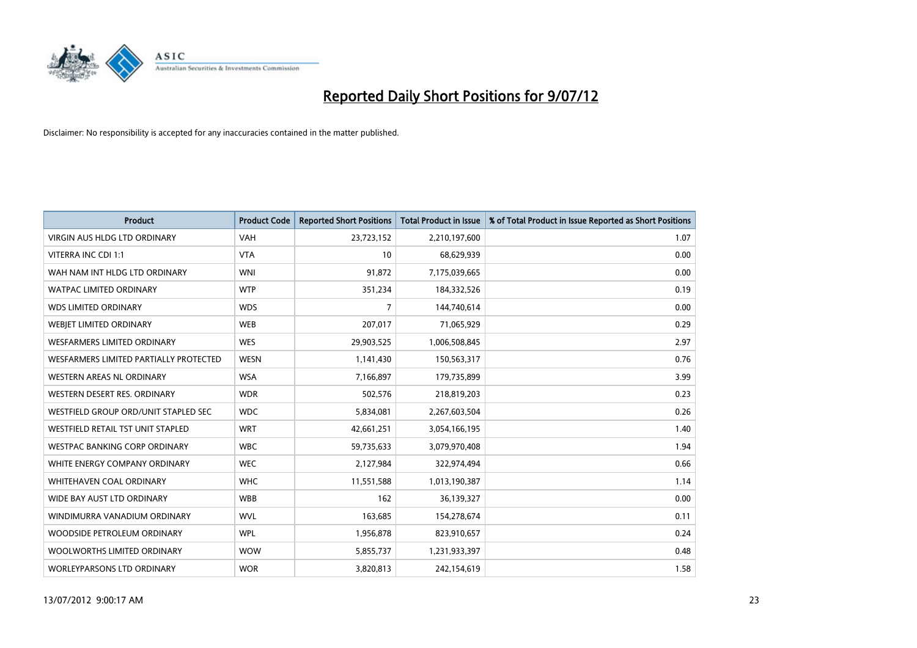# Reported Daily Short Positions for 9/07/12

Disclaimer: No responsibility is accepted for any inaccuracies contained in the matter published.

| Product | Product Code | Reported Short Positions | Total Product in Issue | % of Total Product in Issue Reported as Short Positions |
| --- | --- | --- | --- | --- |
| VIRGIN AUS HLDG LTD ORDINARY | VAH | 23,723,152 | 2,210,197,600 | 1.07 |
| VITERRA INC CDI 1:1 | VTA | 10 | 68,629,939 | 0.00 |
| WAH NAM INT HLDG LTD ORDINARY | WNI | 91,872 | 7,175,039,665 | 0.00 |
| WATPAC LIMITED ORDINARY | WTP | 351,234 | 184,332,526 | 0.19 |
| WDS LIMITED ORDINARY | WDS | 7 | 144,740,614 | 0.00 |
| WEBJET LIMITED ORDINARY | WEB | 207,017 | 71,065,929 | 0.29 |
| WESFARMERS LIMITED ORDINARY | WES | 29,903,525 | 1,006,508,845 | 2.97 |
| WESFARMERS LIMITED PARTIALLY PROTECTED | WESN | 1,141,430 | 150,563,317 | 0.76 |
| WESTERN AREAS NL ORDINARY | WSA | 7,166,897 | 179,735,899 | 3.99 |
| WESTERN DESERT RES. ORDINARY | WDR | 502,576 | 218,819,203 | 0.23 |
| WESTFIELD GROUP ORD/UNIT STAPLED SEC | WDC | 5,834,081 | 2,267,603,504 | 0.26 |
| WESTFIELD RETAIL TST UNIT STAPLED | WRT | 42,661,251 | 3,054,166,195 | 1.40 |
| WESTPAC BANKING CORP ORDINARY | WBC | 59,735,633 | 3,079,970,408 | 1.94 |
| WHITE ENERGY COMPANY ORDINARY | WEC | 2,127,984 | 322,974,494 | 0.66 |
| WHITEHAVEN COAL ORDINARY | WHC | 11,551,588 | 1,013,190,387 | 1.14 |
| WIDE BAY AUST LTD ORDINARY | WBB | 162 | 36,139,327 | 0.00 |
| WINDIMURRA VANADIUM ORDINARY | WVL | 163,685 | 154,278,674 | 0.11 |
| WOODSIDE PETROLEUM ORDINARY | WPL | 1,956,878 | 823,910,657 | 0.24 |
| WOOLWORTHS LIMITED ORDINARY | WOW | 5,855,737 | 1,231,933,397 | 0.48 |
| WORLEYPARSONS LTD ORDINARY | WOR | 3,820,813 | 242,154,619 | 1.58 |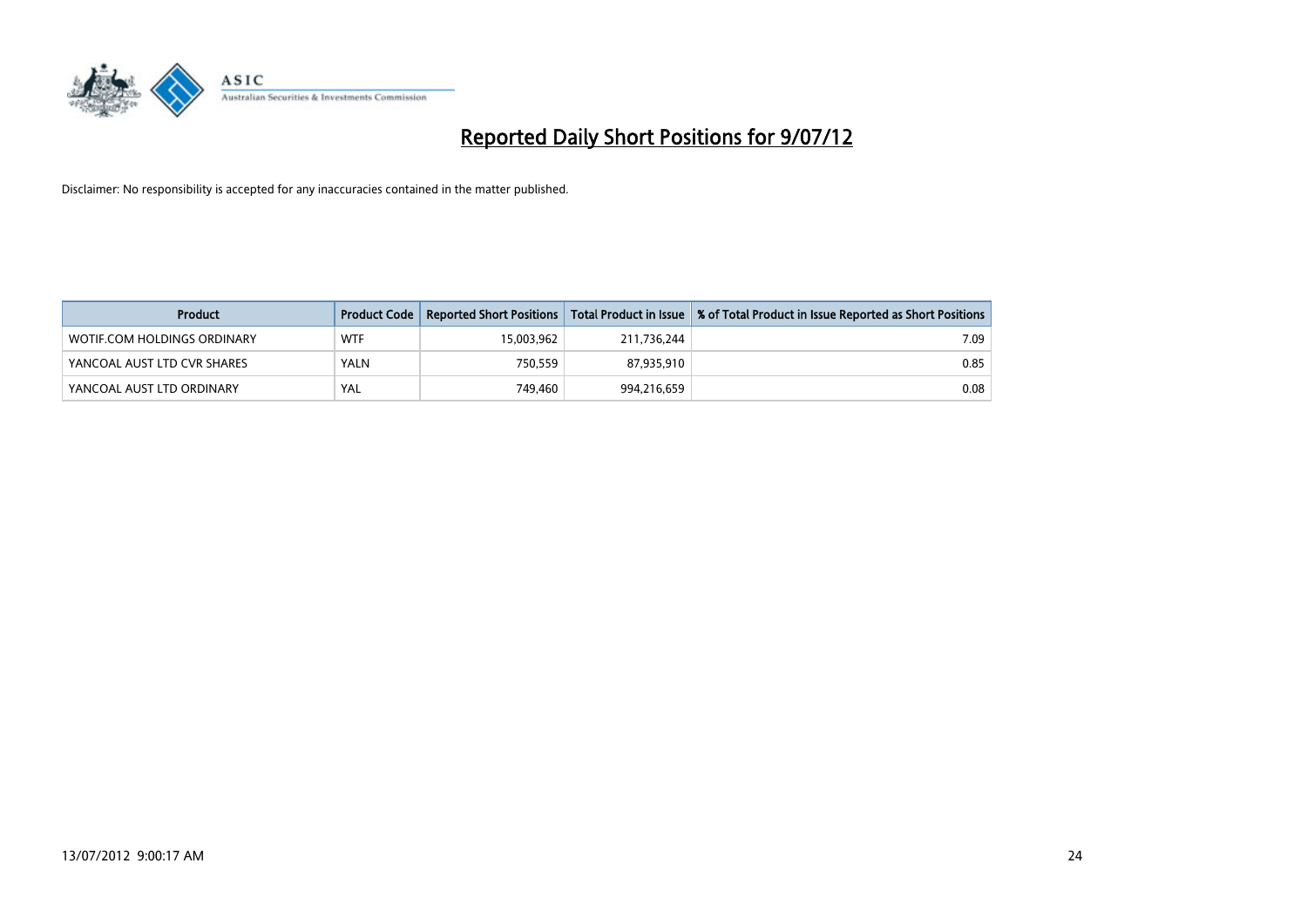# Reported Daily Short Positions for 9/07/12

Disclaimer: No responsibility is accepted for any inaccuracies contained in the matter published.

| Product | Product Code | Reported Short Positions | Total Product in Issue | % of Total Product in Issue Reported as Short Positions |
|---|---|---|---|---|
| WOTIF.COM HOLDINGS ORDINARY | WTF | 15,003,962 | 211,736,244 | 7.09 |
| YANCOAL AUST LTD CVR SHARES | YALN | 750,559 | 87,935,910 | 0.85 |
| YANCOAL AUST LTD ORDINARY | YAL | 749,460 | 994,216,659 | 0.08 |

13/07/2012 9:00:17 AM